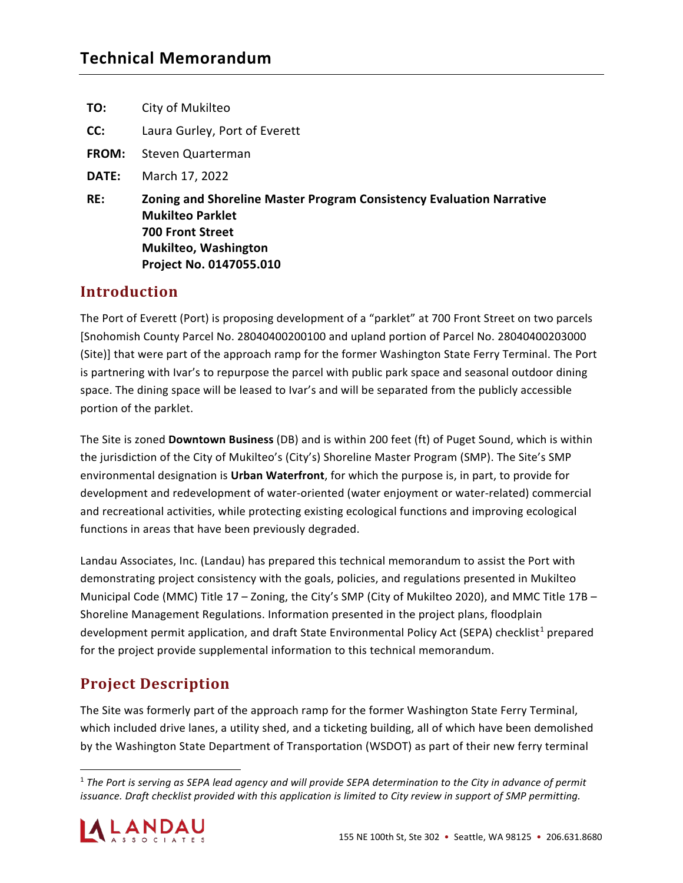# Technical Memorandum

**TO:** City of Mukilteo

**CC:** Laura Gurley, Port of Everett

**FROM:** Steven Quarterman

**DATE:** March 17, 2022

**RE:** **Zoning and Shoreline Master Program Consistency Evaluation Narrative**
**Mukilteo Parklet**
**700 Front Street**
**Mukilteo, Washington**
**Project No. 0147055.010**

## Introduction

The Port of Everett (Port) is proposing development of a "parklet" at 700 Front Street on two parcels [Snohomish County Parcel No. 28040400200100 and upland portion of Parcel No. 28040400203000 (Site)] that were part of the approach ramp for the former Washington State Ferry Terminal. The Port is partnering with Ivar's to repurpose the parcel with public park space and seasonal outdoor dining space. The dining space will be leased to Ivar's and will be separated from the publicly accessible portion of the parklet.

The Site is zoned **Downtown Business** (DB) and is within 200 feet (ft) of Puget Sound, which is within the jurisdiction of the City of Mukilteo's (City's) Shoreline Master Program (SMP). The Site's SMP environmental designation is **Urban Waterfront**, for which the purpose is, in part, to provide for development and redevelopment of water-oriented (water enjoyment or water-related) commercial and recreational activities, while protecting existing ecological functions and improving ecological functions in areas that have been previously degraded.

Landau Associates, Inc. (Landau) has prepared this technical memorandum to assist the Port with demonstrating project consistency with the goals, policies, and regulations presented in Mukilteo Municipal Code (MMC) Title 17 – Zoning, the City's SMP (City of Mukilteo 2020), and MMC Title 17B – Shoreline Management Regulations. Information presented in the project plans, floodplain development permit application, and draft State Environmental Policy Act (SEPA) checklist[1] prepared for the project provide supplemental information to this technical memorandum.

## Project Description

The Site was formerly part of the approach ramp for the former Washington State Ferry Terminal, which included drive lanes, a utility shed, and a ticketing building, all of which have been demolished by the Washington State Department of Transportation (WSDOT) as part of their new ferry terminal

[1] *The Port is serving as SEPA lead agency and will provide SEPA determination to the City in advance of permit issuance. Draft checklist provided with this application is limited to City review in support of SMP permitting.*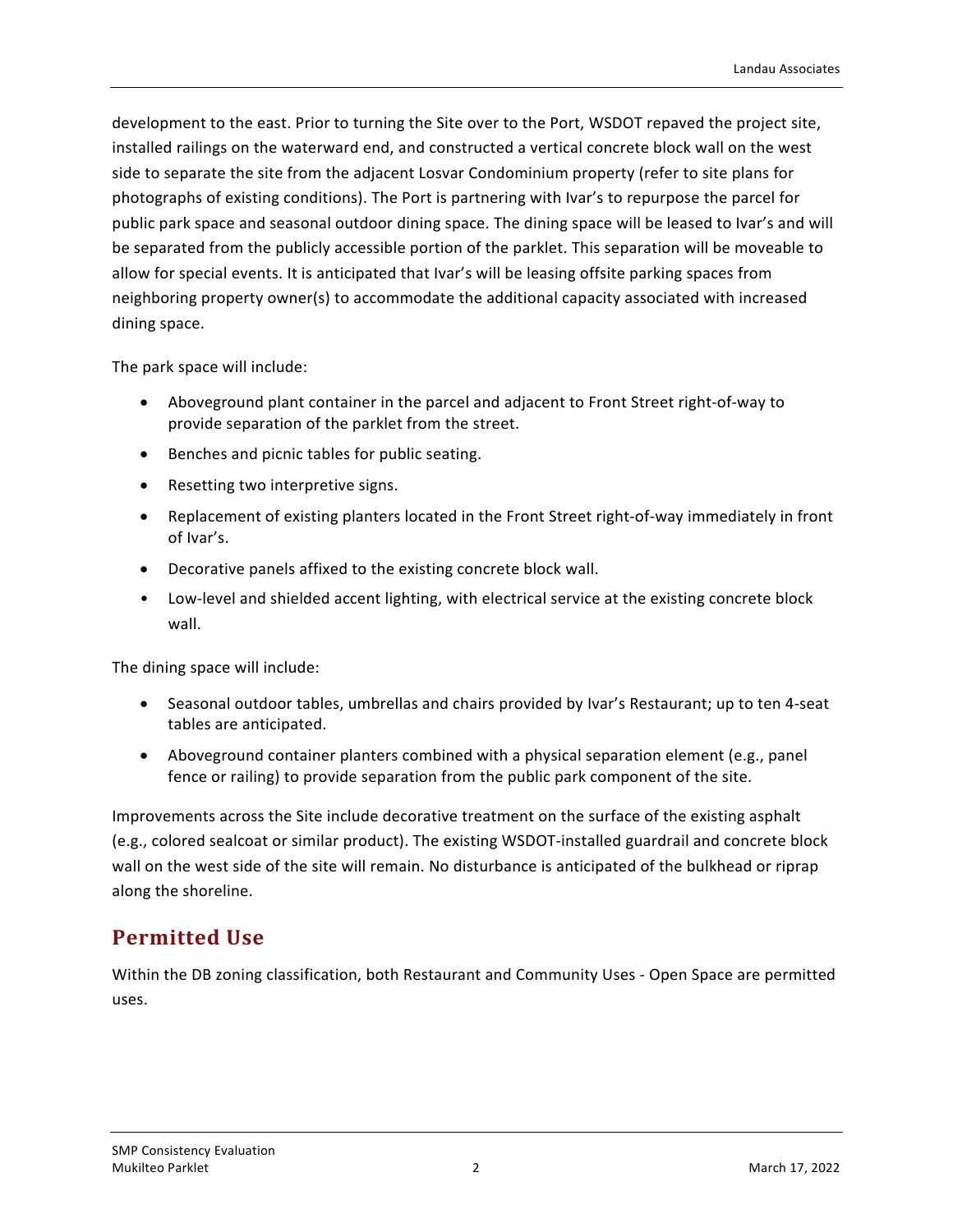development to the east. Prior to turning the Site over to the Port, WSDOT repaved the project site, installed railings on the waterward end, and constructed a vertical concrete block wall on the west side to separate the site from the adjacent Losvar Condominium property (refer to site plans for photographs of existing conditions). The Port is partnering with Ivar's to repurpose the parcel for public park space and seasonal outdoor dining space. The dining space will be leased to Ivar's and will be separated from the publicly accessible portion of the parklet. This separation will be moveable to allow for special events. It is anticipated that Ivar's will be leasing offsite parking spaces from neighboring property owner(s) to accommodate the additional capacity associated with increased dining space.

The park space will include:

- Aboveground plant container in the parcel and adjacent to Front Street right-of-way to provide separation of the parklet from the street.
- Benches and picnic tables for public seating.
- Resetting two interpretive signs.
- Replacement of existing planters located in the Front Street right-of-way immediately in front of Ivar's.
- Decorative panels affixed to the existing concrete block wall.
- Low-level and shielded accent lighting, with electrical service at the existing concrete block wall.

The dining space will include:

- Seasonal outdoor tables, umbrellas and chairs provided by Ivar's Restaurant; up to ten 4-seat tables are anticipated.
- Aboveground container planters combined with a physical separation element (e.g., panel fence or railing) to provide separation from the public park component of the site.

Improvements across the Site include decorative treatment on the surface of the existing asphalt (e.g., colored sealcoat or similar product). The existing WSDOT-installed guardrail and concrete block wall on the west side of the site will remain. No disturbance is anticipated of the bulkhead or riprap along the shoreline.

## Permitted Use

Within the DB zoning classification, both Restaurant and Community Uses - Open Space are permitted uses.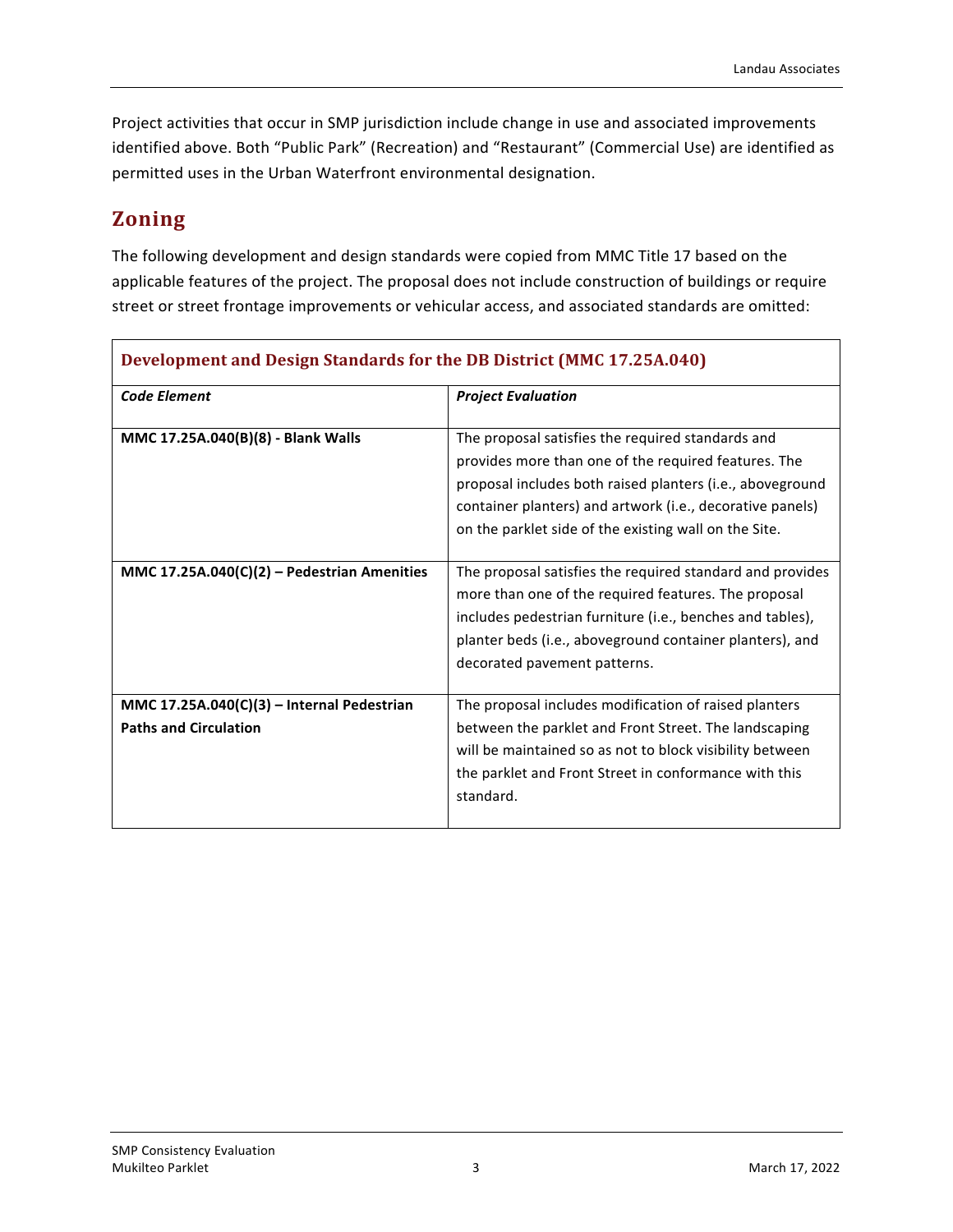Project activities that occur in SMP jurisdiction include change in use and associated improvements identified above. Both "Public Park" (Recreation) and "Restaurant" (Commercial Use) are identified as permitted uses in the Urban Waterfront environmental designation.

## Zoning

The following development and design standards were copied from MMC Title 17 based on the applicable features of the project. The proposal does not include construction of buildings or require street or street frontage improvements or vehicular access, and associated standards are omitted:

| **Development and Design Standards for the DB District (MMC 17.25A.040)** | |
|---|---|
| ***Code Element*** | ***Project Evaluation*** |
| **MMC 17.25A.040(B)(8) - Blank Walls** | The proposal satisfies the required standards and provides more than one of the required features. The proposal includes both raised planters (i.e., aboveground container planters) and artwork (i.e., decorative panels) on the parklet side of the existing wall on the Site. |
| **MMC 17.25A.040(C)(2) – Pedestrian Amenities** | The proposal satisfies the required standard and provides more than one of the required features. The proposal includes pedestrian furniture (i.e., benches and tables), planter beds (i.e., aboveground container planters), and decorated pavement patterns. |
| **MMC 17.25A.040(C)(3) – Internal Pedestrian Paths and Circulation** | The proposal includes modification of raised planters between the parklet and Front Street. The landscaping will be maintained so as not to block visibility between the parklet and Front Street in conformance with this standard. |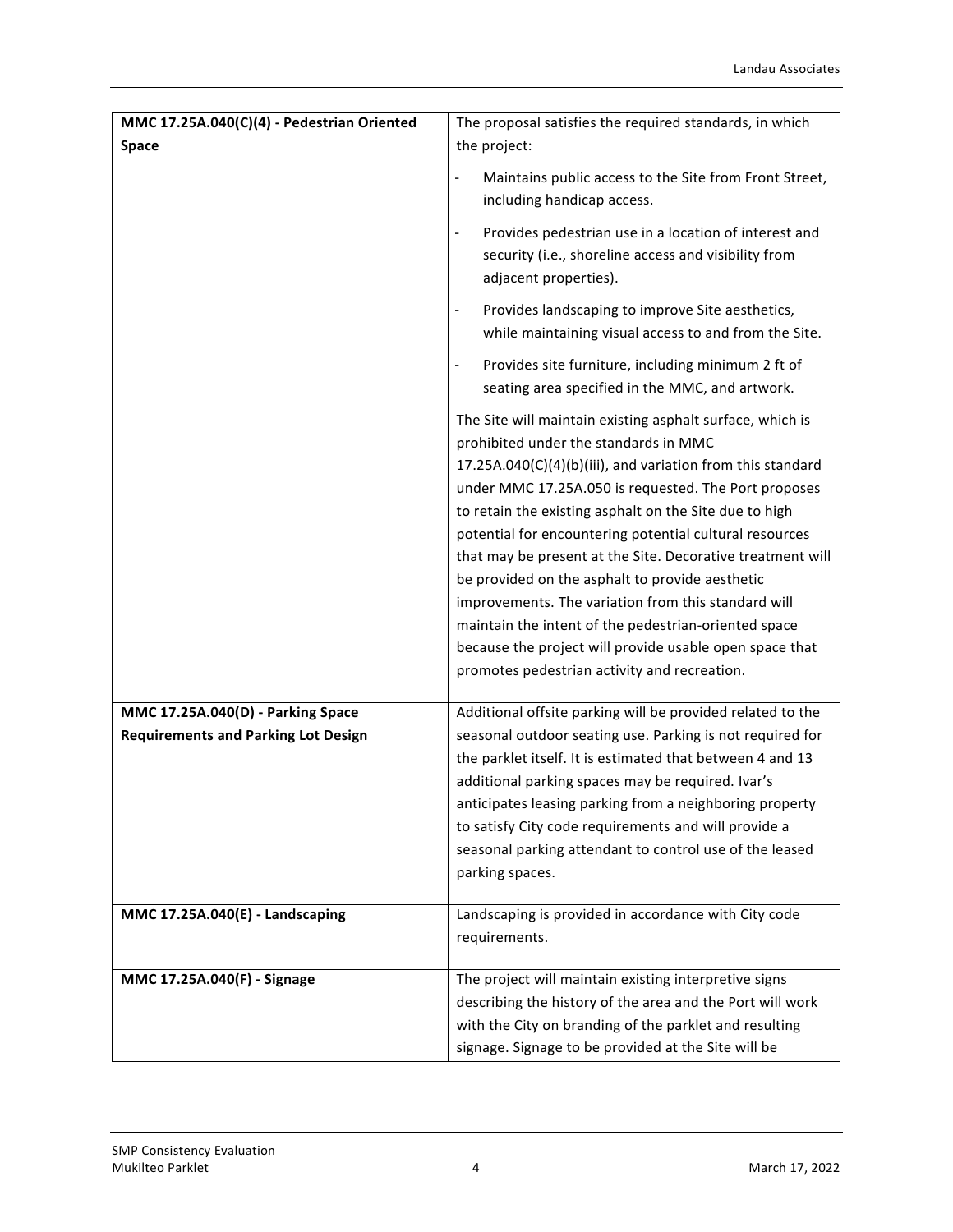| | |
|---|---|
| **MMC 17.25A.040(C)(4) - Pedestrian Oriented Space** | The proposal satisfies the required standards, in which the project:<br>- Maintains public access to the Site from Front Street, including handicap access.<br>- Provides pedestrian use in a location of interest and security (i.e., shoreline access and visibility from adjacent properties).<br>- Provides landscaping to improve Site aesthetics, while maintaining visual access to and from the Site.<br>- Provides site furniture, including minimum 2 ft of seating area specified in the MMC, and artwork.<br><br>The Site will maintain existing asphalt surface, which is prohibited under the standards in MMC 17.25A.040(C)(4)(b)(iii), and variation from this standard under MMC 17.25A.050 is requested. The Port proposes to retain the existing asphalt on the Site due to high potential for encountering potential cultural resources that may be present at the Site. Decorative treatment will be provided on the asphalt to provide aesthetic improvements. The variation from this standard will maintain the intent of the pedestrian-oriented space because the project will provide usable open space that promotes pedestrian activity and recreation. |
| **MMC 17.25A.040(D) - Parking Space Requirements and Parking Lot Design** | Additional offsite parking will be provided related to the seasonal outdoor seating use. Parking is not required for the parklet itself. It is estimated that between 4 and 13 additional parking spaces may be required. Ivar's anticipates leasing parking from a neighboring property to satisfy City code requirements and will provide a seasonal parking attendant to control use of the leased parking spaces. |
| **MMC 17.25A.040(E) - Landscaping** | Landscaping is provided in accordance with City code requirements. |
| **MMC 17.25A.040(F) - Signage** | The project will maintain existing interpretive signs describing the history of the area and the Port will work with the City on branding of the parklet and resulting signage. Signage to be provided at the Site will be |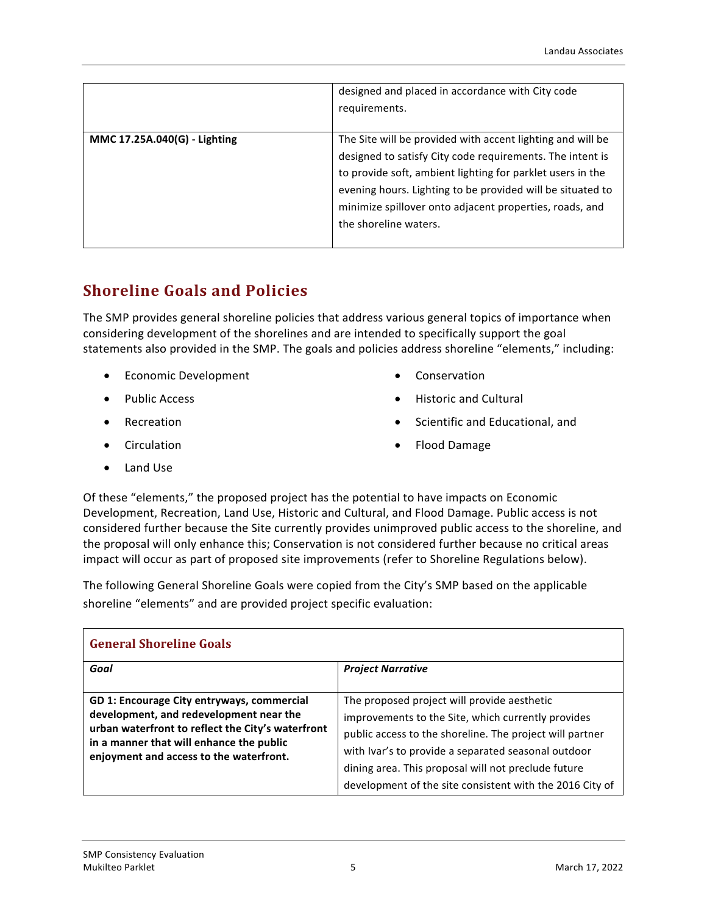| | |
|---|---|
| | designed and placed in accordance with City code requirements. |
| **MMC 17.25A.040(G) - Lighting** | The Site will be provided with accent lighting and will be designed to satisfy City code requirements. The intent is to provide soft, ambient lighting for parklet users in the evening hours. Lighting to be provided will be situated to minimize spillover onto adjacent properties, roads, and the shoreline waters. |

## Shoreline Goals and Policies

The SMP provides general shoreline policies that address various general topics of importance when considering development of the shorelines and are intended to specifically support the goal statements also provided in the SMP. The goals and policies address shoreline "elements," including:

- Economic Development
- Public Access
- Recreation
- Circulation
- Land Use
- Conservation
- Historic and Cultural
- Scientific and Educational, and
- Flood Damage

Of these "elements," the proposed project has the potential to have impacts on Economic Development, Recreation, Land Use, Historic and Cultural, and Flood Damage. Public access is not considered further because the Site currently provides unimproved public access to the shoreline, and the proposal will only enhance this; Conservation is not considered further because no critical areas impact will occur as part of proposed site improvements (refer to Shoreline Regulations below).

The following General Shoreline Goals were copied from the City's SMP based on the applicable shoreline "elements" and are provided project specific evaluation:

| General Shoreline Goals | |
|---|---|
| ***Goal*** | ***Project Narrative*** |
| **GD 1: Encourage City entryways, commercial development, and redevelopment near the urban waterfront to reflect the City's waterfront in a manner that will enhance the public enjoyment and access to the waterfront.** | The proposed project will provide aesthetic improvements to the Site, which currently provides public access to the shoreline. The project will partner with Ivar's to provide a separated seasonal outdoor dining area. This proposal will not preclude future development of the site consistent with the 2016 City of |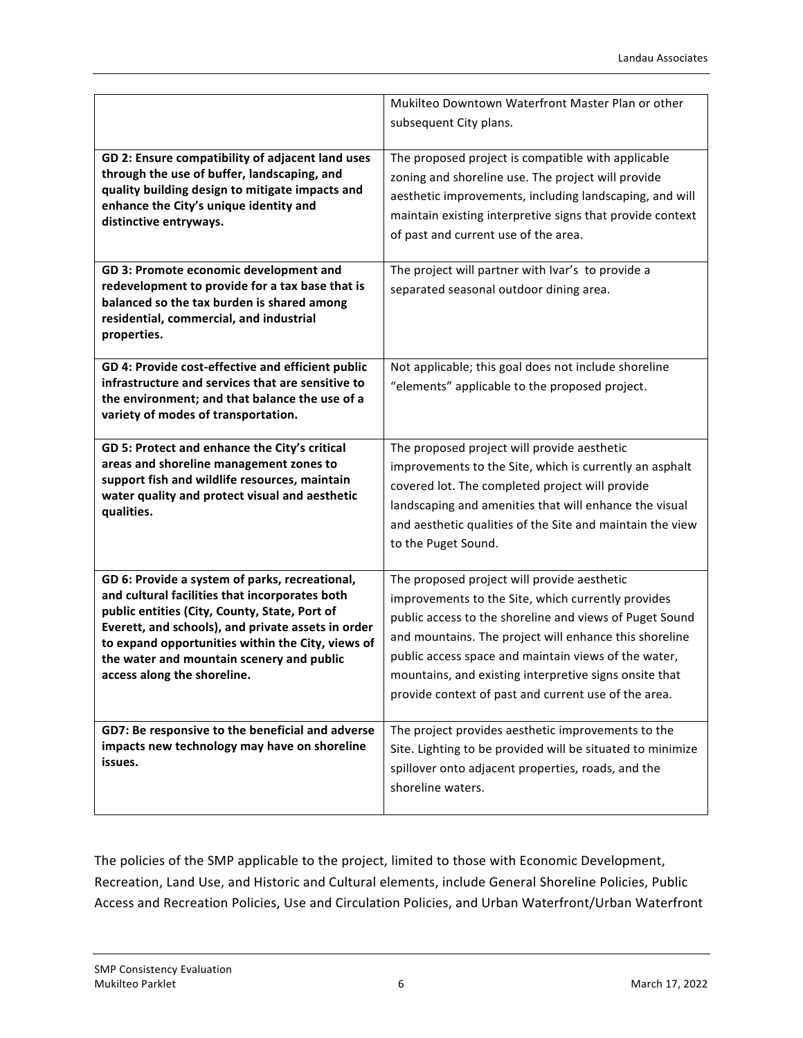| | |
|---|---|
| | Mukilteo Downtown Waterfront Master Plan or other subsequent City plans. |
| **GD 2: Ensure compatibility of adjacent land uses through the use of buffer, landscaping, and quality building design to mitigate impacts and enhance the City's unique identity and distinctive entryways.** | The proposed project is compatible with applicable zoning and shoreline use. The project will provide aesthetic improvements, including landscaping, and will maintain existing interpretive signs that provide context of past and current use of the area. |
| **GD 3: Promote economic development and redevelopment to provide for a tax base that is balanced so the tax burden is shared among residential, commercial, and industrial properties.** | The project will partner with Ivar's to provide a separated seasonal outdoor dining area. |
| **GD 4: Provide cost-effective and efficient public infrastructure and services that are sensitive to the environment; and that balance the use of a variety of modes of transportation.** | Not applicable; this goal does not include shoreline "elements" applicable to the proposed project. |
| **GD 5: Protect and enhance the City's critical areas and shoreline management zones to support fish and wildlife resources, maintain water quality and protect visual and aesthetic qualities.** | The proposed project will provide aesthetic improvements to the Site, which is currently an asphalt covered lot. The completed project will provide landscaping and amenities that will enhance the visual and aesthetic qualities of the Site and maintain the view to the Puget Sound. |
| **GD 6: Provide a system of parks, recreational, and cultural facilities that incorporates both public entities (City, County, State, Port of Everett, and schools), and private assets in order to expand opportunities within the City, views of the water and mountain scenery and public access along the shoreline.** | The proposed project will provide aesthetic improvements to the Site, which currently provides public access to the shoreline and views of Puget Sound and mountains. The project will enhance this shoreline public access space and maintain views of the water, mountains, and existing interpretive signs onsite that provide context of past and current use of the area. |
| **GD7: Be responsive to the beneficial and adverse impacts new technology may have on shoreline issues.** | The project provides aesthetic improvements to the Site. Lighting to be provided will be situated to minimize spillover onto adjacent properties, roads, and the shoreline waters. |

The policies of the SMP applicable to the project, limited to those with Economic Development, Recreation, Land Use, and Historic and Cultural elements, include General Shoreline Policies, Public Access and Recreation Policies, Use and Circulation Policies, and Urban Waterfront/Urban Waterfront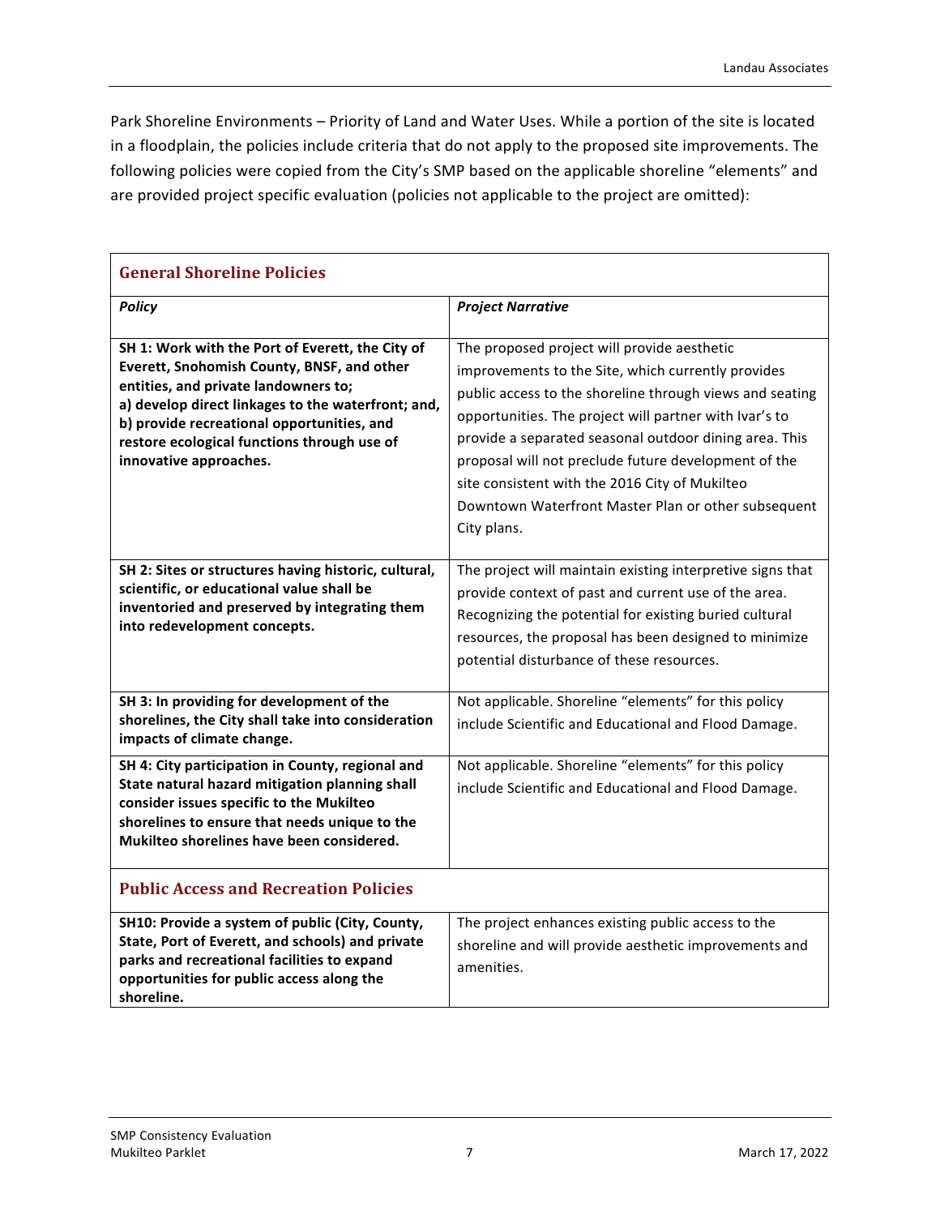Park Shoreline Environments – Priority of Land and Water Uses. While a portion of the site is located in a floodplain, the policies include criteria that do not apply to the proposed site improvements. The following policies were copied from the City's SMP based on the applicable shoreline "elements" and are provided project specific evaluation (policies not applicable to the project are omitted):

| **General Shoreline Policies** | |
|---|---|
| ***Policy*** | ***Project Narrative*** |
| **SH 1: Work with the Port of Everett, the City of Everett, Snohomish County, BNSF, and other entities, and private landowners to; a) develop direct linkages to the waterfront; and, b) provide recreational opportunities, and restore ecological functions through use of innovative approaches.** | The proposed project will provide aesthetic improvements to the Site, which currently provides public access to the shoreline through views and seating opportunities. The project will partner with Ivar's to provide a separated seasonal outdoor dining area. This proposal will not preclude future development of the site consistent with the 2016 City of Mukilteo Downtown Waterfront Master Plan or other subsequent City plans. |
| **SH 2: Sites or structures having historic, cultural, scientific, or educational value shall be inventoried and preserved by integrating them into redevelopment concepts.** | The project will maintain existing interpretive signs that provide context of past and current use of the area. Recognizing the potential for existing buried cultural resources, the proposal has been designed to minimize potential disturbance of these resources. |
| **SH 3: In providing for development of the shorelines, the City shall take into consideration impacts of climate change.** | Not applicable. Shoreline "elements" for this policy include Scientific and Educational and Flood Damage. |
| **SH 4: City participation in County, regional and State natural hazard mitigation planning shall consider issues specific to the Mukilteo shorelines to ensure that needs unique to the Mukilteo shorelines have been considered.** | Not applicable. Shoreline "elements" for this policy include Scientific and Educational and Flood Damage. |
| **Public Access and Recreation Policies** | |
| **SH10: Provide a system of public (City, County, State, Port of Everett, and schools) and private parks and recreational facilities to expand opportunities for public access along the shoreline.** | The project enhances existing public access to the shoreline and will provide aesthetic improvements and amenities. |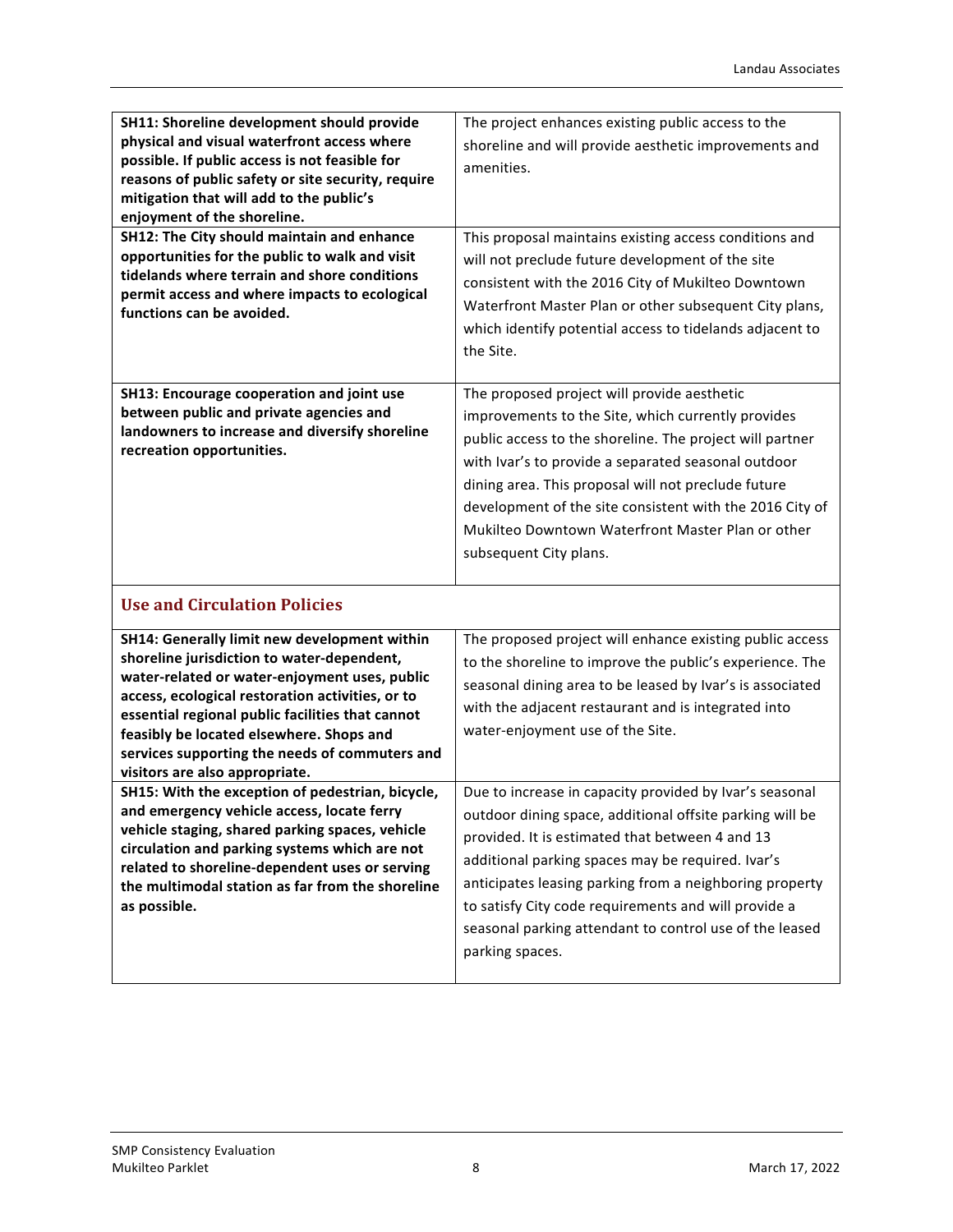| | |
|---|---|
| **SH11: Shoreline development should provide physical and visual waterfront access where possible. If public access is not feasible for reasons of public safety or site security, require mitigation that will add to the public's enjoyment of the shoreline.** | The project enhances existing public access to the shoreline and will provide aesthetic improvements and amenities. |
| **SH12: The City should maintain and enhance opportunities for the public to walk and visit tidelands where terrain and shore conditions permit access and where impacts to ecological functions can be avoided.** | This proposal maintains existing access conditions and will not preclude future development of the site consistent with the 2016 City of Mukilteo Downtown Waterfront Master Plan or other subsequent City plans, which identify potential access to tidelands adjacent to the Site. |
| **SH13: Encourage cooperation and joint use between public and private agencies and landowners to increase and diversify shoreline recreation opportunities.** | The proposed project will provide aesthetic improvements to the Site, which currently provides public access to the shoreline. The project will partner with Ivar's to provide a separated seasonal outdoor dining area. This proposal will not preclude future development of the site consistent with the 2016 City of Mukilteo Downtown Waterfront Master Plan or other subsequent City plans. |
| **Use and Circulation Policies** | |
| **SH14: Generally limit new development within shoreline jurisdiction to water-dependent, water-related or water-enjoyment uses, public access, ecological restoration activities, or to essential regional public facilities that cannot feasibly be located elsewhere. Shops and services supporting the needs of commuters and visitors are also appropriate.** | The proposed project will enhance existing public access to the shoreline to improve the public's experience. The seasonal dining area to be leased by Ivar's is associated with the adjacent restaurant and is integrated into water-enjoyment use of the Site. |
| **SH15: With the exception of pedestrian, bicycle, and emergency vehicle access, locate ferry vehicle staging, shared parking spaces, vehicle circulation and parking systems which are not related to shoreline-dependent uses or serving the multimodal station as far from the shoreline as possible.** | Due to increase in capacity provided by Ivar's seasonal outdoor dining space, additional offsite parking will be provided. It is estimated that between 4 and 13 additional parking spaces may be required. Ivar's anticipates leasing parking from a neighboring property to satisfy City code requirements and will provide a seasonal parking attendant to control use of the leased parking spaces. |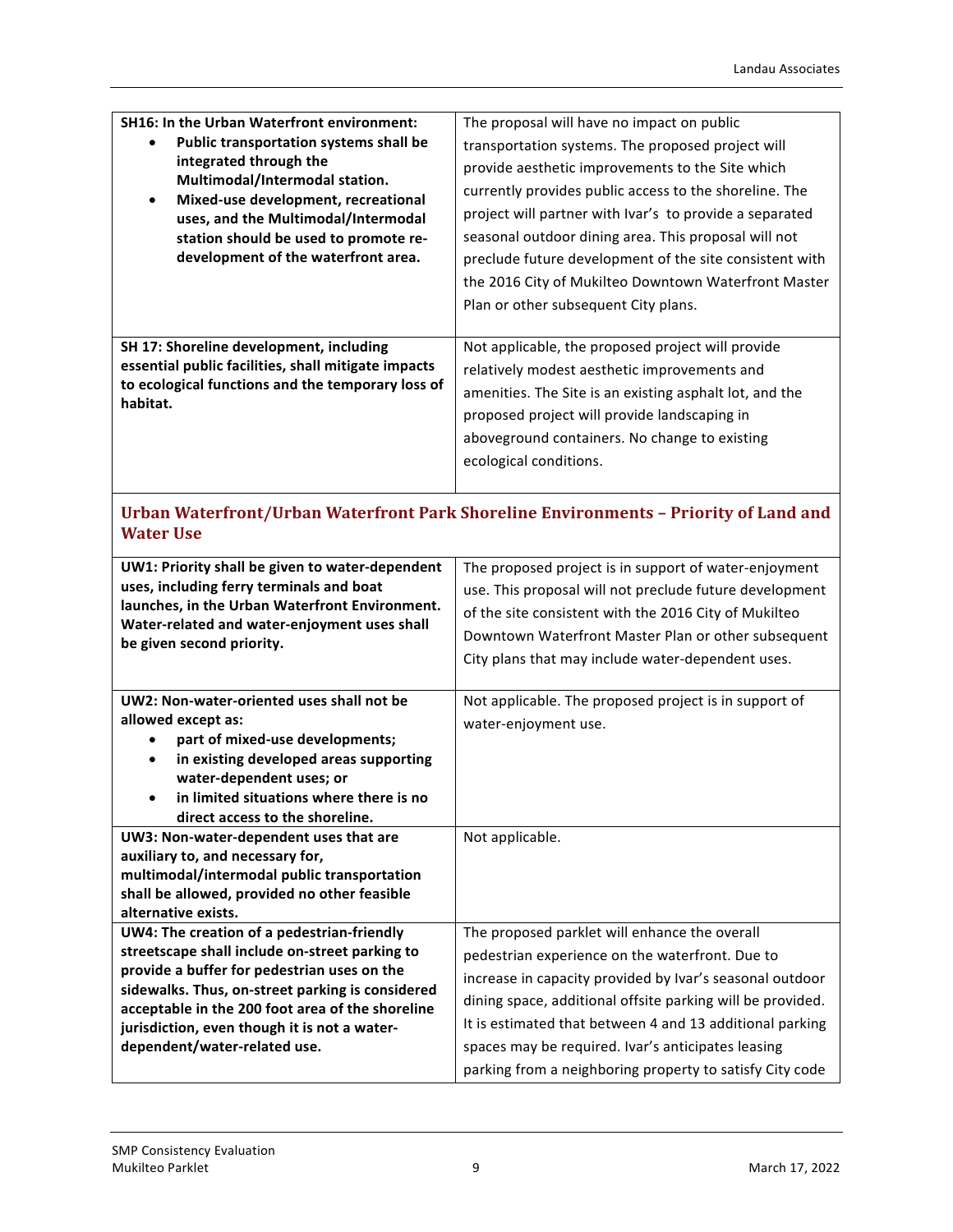| | |
|---|---|
| **SH16: In the Urban Waterfront environment:** <br>• **Public transportation systems shall be integrated through the Multimodal/Intermodal station.** <br>• **Mixed-use development, recreational uses, and the Multimodal/Intermodal station should be used to promote re-development of the waterfront area.** | The proposal will have no impact on public transportation systems. The proposed project will provide aesthetic improvements to the Site which currently provides public access to the shoreline. The project will partner with Ivar's to provide a separated seasonal outdoor dining area. This proposal will not preclude future development of the site consistent with the 2016 City of Mukilteo Downtown Waterfront Master Plan or other subsequent City plans. |
| **SH 17: Shoreline development, including essential public facilities, shall mitigate impacts to ecological functions and the temporary loss of habitat.** | Not applicable, the proposed project will provide relatively modest aesthetic improvements and amenities. The Site is an existing asphalt lot, and the proposed project will provide landscaping in aboveground containers. No change to existing ecological conditions. |

## Urban Waterfront/Urban Waterfront Park Shoreline Environments – Priority of Land and Water Use

| | |
|---|---|
| **UW1: Priority shall be given to water-dependent uses, including ferry terminals and boat launches, in the Urban Waterfront Environment. Water-related and water-enjoyment uses shall be given second priority.** | The proposed project is in support of water-enjoyment use. This proposal will not preclude future development of the site consistent with the 2016 City of Mukilteo Downtown Waterfront Master Plan or other subsequent City plans that may include water-dependent uses. |
| **UW2: Non-water-oriented uses shall not be allowed except as:** <br>• **part of mixed-use developments;** <br>• **in existing developed areas supporting water-dependent uses; or** <br>• **in limited situations where there is no direct access to the shoreline.** | Not applicable. The proposed project is in support of water-enjoyment use. |
| **UW3: Non-water-dependent uses that are auxiliary to, and necessary for, multimodal/intermodal public transportation shall be allowed, provided no other feasible alternative exists.** | Not applicable. |
| **UW4: The creation of a pedestrian-friendly streetscape shall include on-street parking to provide a buffer for pedestrian uses on the sidewalks. Thus, on-street parking is considered acceptable in the 200 foot area of the shoreline jurisdiction, even though it is not a water-dependent/water-related use.** | The proposed parklet will enhance the overall pedestrian experience on the waterfront. Due to increase in capacity provided by Ivar's seasonal outdoor dining space, additional offsite parking will be provided. It is estimated that between 4 and 13 additional parking spaces may be required. Ivar's anticipates leasing parking from a neighboring property to satisfy City code |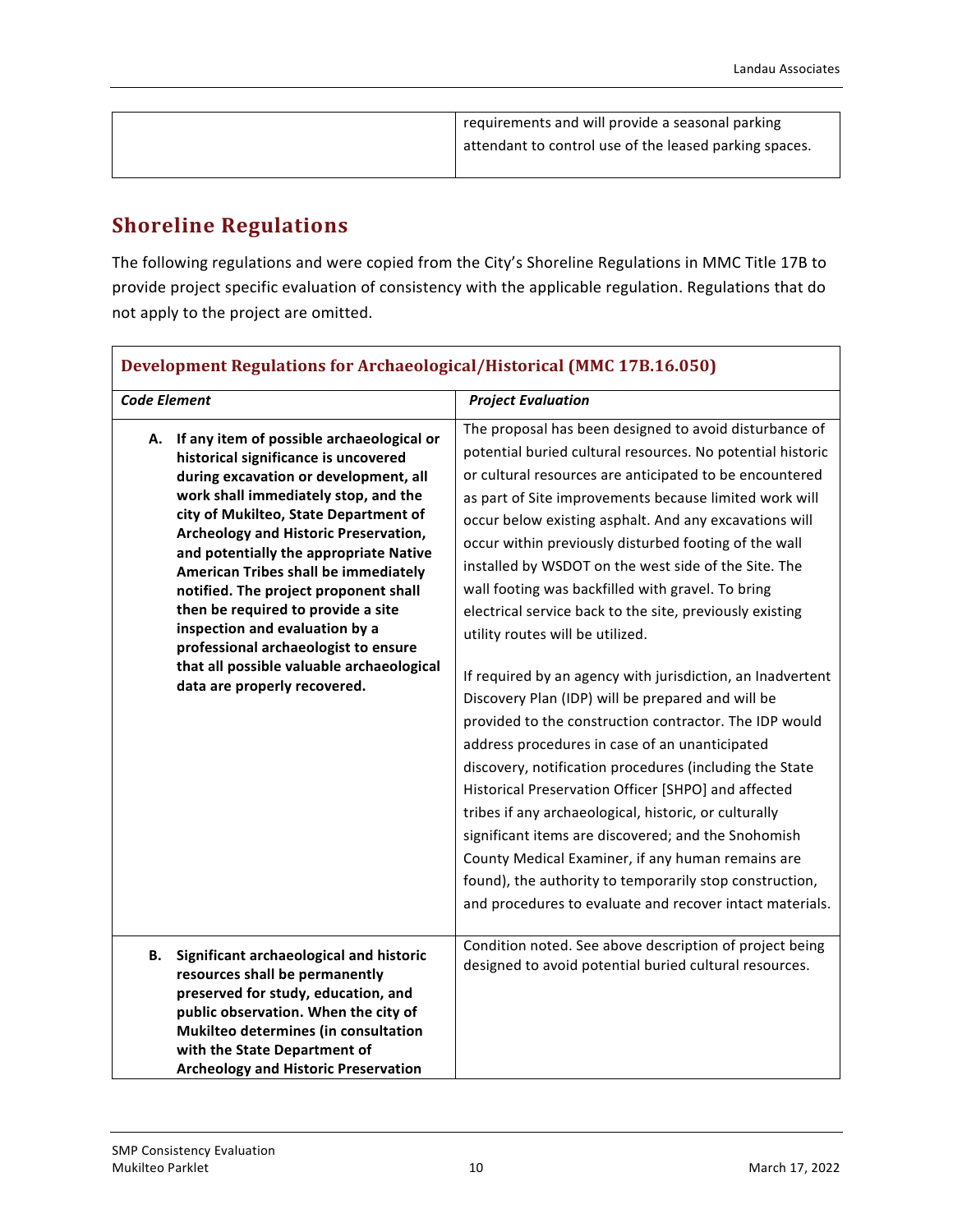| | |
|---|---|
| | requirements and will provide a seasonal parking attendant to control use of the leased parking spaces. |

## Shoreline Regulations

The following regulations and were copied from the City's Shoreline Regulations in MMC Title 17B to provide project specific evaluation of consistency with the applicable regulation. Regulations that do not apply to the project are omitted.

| **Development Regulations for Archaeological/Historical (MMC 17B.16.050)** | |
|---|---|
| ***Code Element*** | ***Project Evaluation*** |
| **A. If any item of possible archaeological or historical significance is uncovered during excavation or development, all work shall immediately stop, and the city of Mukilteo, State Department of Archeology and Historic Preservation, and potentially the appropriate Native American Tribes shall be immediately notified. The project proponent shall then be required to provide a site inspection and evaluation by a professional archaeologist to ensure that all possible valuable archaeological data are properly recovered.** | The proposal has been designed to avoid disturbance of potential buried cultural resources. No potential historic or cultural resources are anticipated to be encountered as part of Site improvements because limited work will occur below existing asphalt. And any excavations will occur within previously disturbed footing of the wall installed by WSDOT on the west side of the Site. The wall footing was backfilled with gravel. To bring electrical service back to the site, previously existing utility routes will be utilized.<br><br>If required by an agency with jurisdiction, an Inadvertent Discovery Plan (IDP) will be prepared and will be provided to the construction contractor. The IDP would address procedures in case of an unanticipated discovery, notification procedures (including the State Historical Preservation Officer [SHPO] and affected tribes if any archaeological, historic, or culturally significant items are discovered; and the Snohomish County Medical Examiner, if any human remains are found), the authority to temporarily stop construction, and procedures to evaluate and recover intact materials. |
| **B. Significant archaeological and historic resources shall be permanently preserved for study, education, and public observation. When the city of Mukilteo determines (in consultation with the State Department of Archeology and Historic Preservation** | Condition noted. See above description of project being designed to avoid potential buried cultural resources. |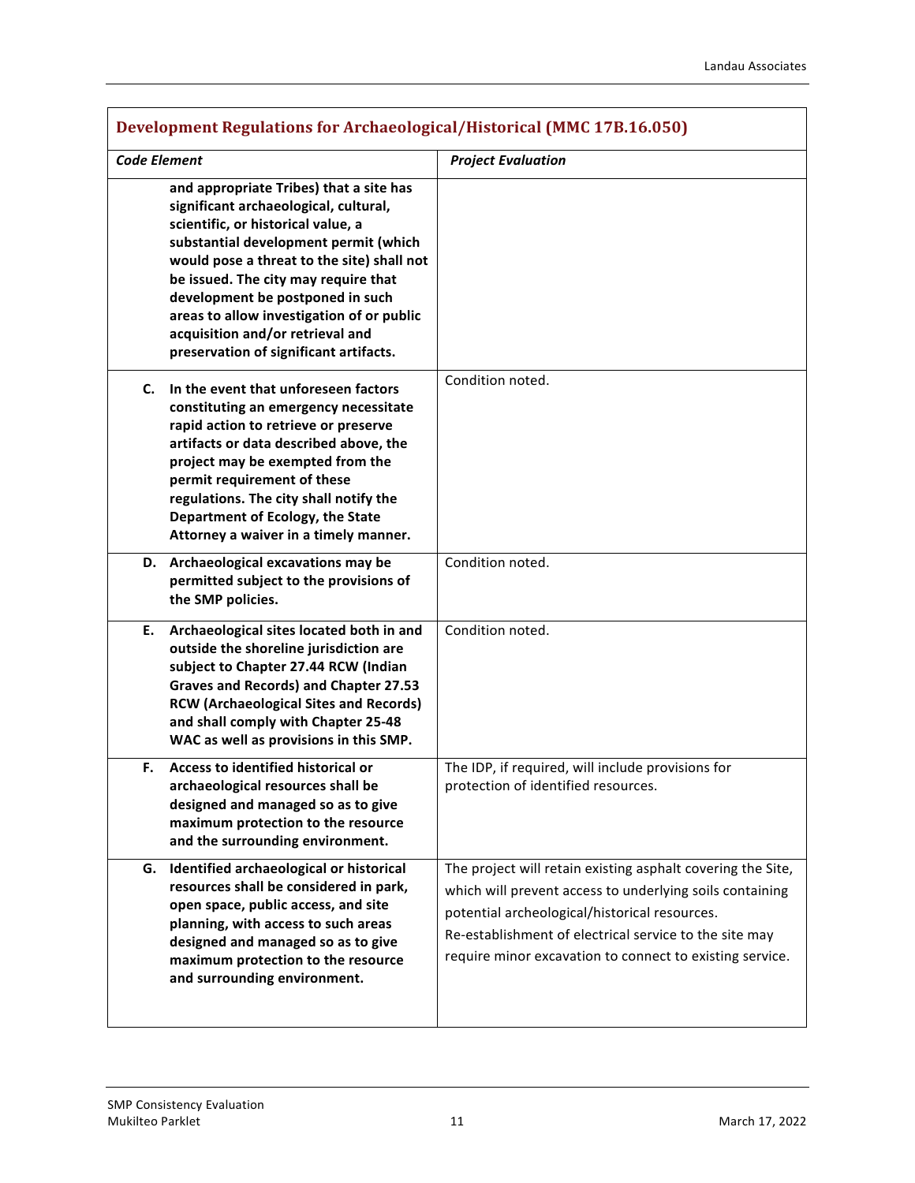| Development Regulations for Archaeological/Historical (MMC 17B.16.050) | |
|---|---|
| ***Code Element*** | ***Project Evaluation*** |
| **and appropriate Tribes) that a site has significant archaeological, cultural, scientific, or historical value, a substantial development permit (which would pose a threat to the site) shall not be issued. The city may require that development be postponed in such areas to allow investigation of or public acquisition and/or retrieval and preservation of significant artifacts.** | |
| **C. In the event that unforeseen factors constituting an emergency necessitate rapid action to retrieve or preserve artifacts or data described above, the project may be exempted from the permit requirement of these regulations. The city shall notify the Department of Ecology, the State Attorney a waiver in a timely manner.** | Condition noted. |
| **D. Archaeological excavations may be permitted subject to the provisions of the SMP policies.** | Condition noted. |
| **E. Archaeological sites located both in and outside the shoreline jurisdiction are subject to Chapter 27.44 RCW (Indian Graves and Records) and Chapter 27.53 RCW (Archaeological Sites and Records) and shall comply with Chapter 25-48 WAC as well as provisions in this SMP.** | Condition noted. |
| **F. Access to identified historical or archaeological resources shall be designed and managed so as to give maximum protection to the resource and the surrounding environment.** | The IDP, if required, will include provisions for protection of identified resources. |
| **G. Identified archaeological or historical resources shall be considered in park, open space, public access, and site planning, with access to such areas designed and managed so as to give maximum protection to the resource and surrounding environment.** | The project will retain existing asphalt covering the Site, which will prevent access to underlying soils containing potential archeological/historical resources. Re-establishment of electrical service to the site may require minor excavation to connect to existing service. |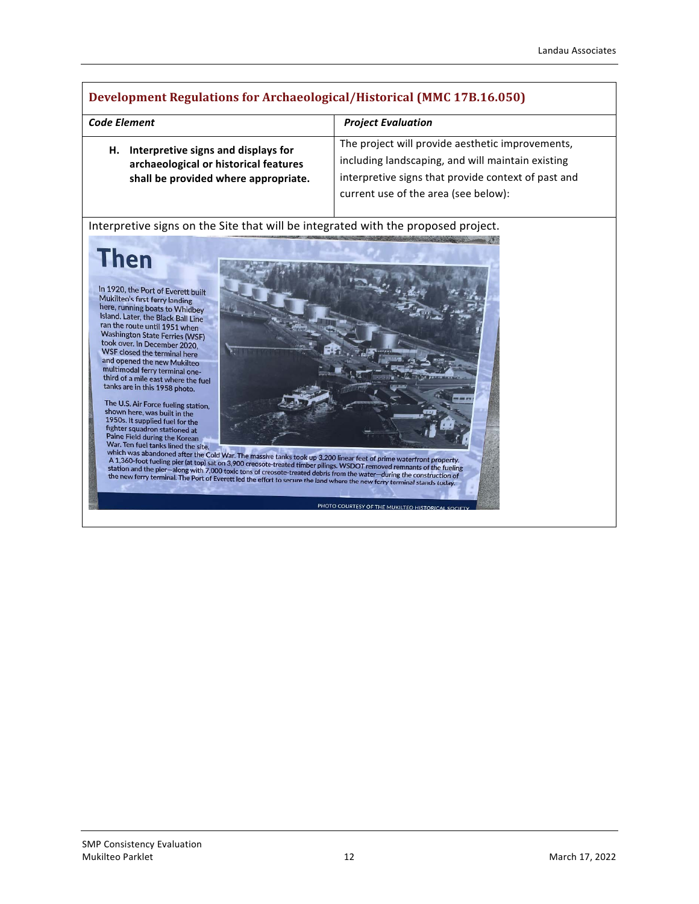| Development Regulations for Archaeological/Historical (MMC 17B.16.050) | |
|---|---|
| ***Code Element*** | ***Project Evaluation*** |
| **H. Interpretive signs and displays for archaeological or historical features shall be provided where appropriate.** | The project will provide aesthetic improvements, including landscaping, and will maintain existing interpretive signs that provide context of past and current use of the area (see below): |

Interpretive signs on the Site that will be integrated with the proposed project.

**Then**

In 1920, the Port of Everett built Mukilteo's first ferry landing here, running boats to Whidbey Island. Later, the Black Ball Line ran the route until 1951 when Washington State Ferries (WSF) took over. In December 2020, WSF closed the terminal here and opened the new Mukilteo multimodal ferry terminal one-third of a mile east where the fuel tanks are in this 1958 photo.

The U.S. Air Force fueling station, shown here, was built in the 1950s. It supplied fuel for the fighter squadron stationed at Paine Field during the Korean War. Ten fuel tanks lined the site, which was abandoned after the Cold War. The massive tanks took up 3,200 linear feet of prime waterfront property. A 1,360-foot fueling pier (at top) sat on 3,900 creosote-treated timber pilings. WSDOT removed remnants of the fueling station and the pier—along with 7,000 toxic tons of creosote-treated debris from the water—during the construction of the new ferry terminal. The Port of Everett led the effort to secure the land where the new ferry terminal stands today.

PHOTO COURTESY OF THE MUKILTEO HISTORICAL SOCIETY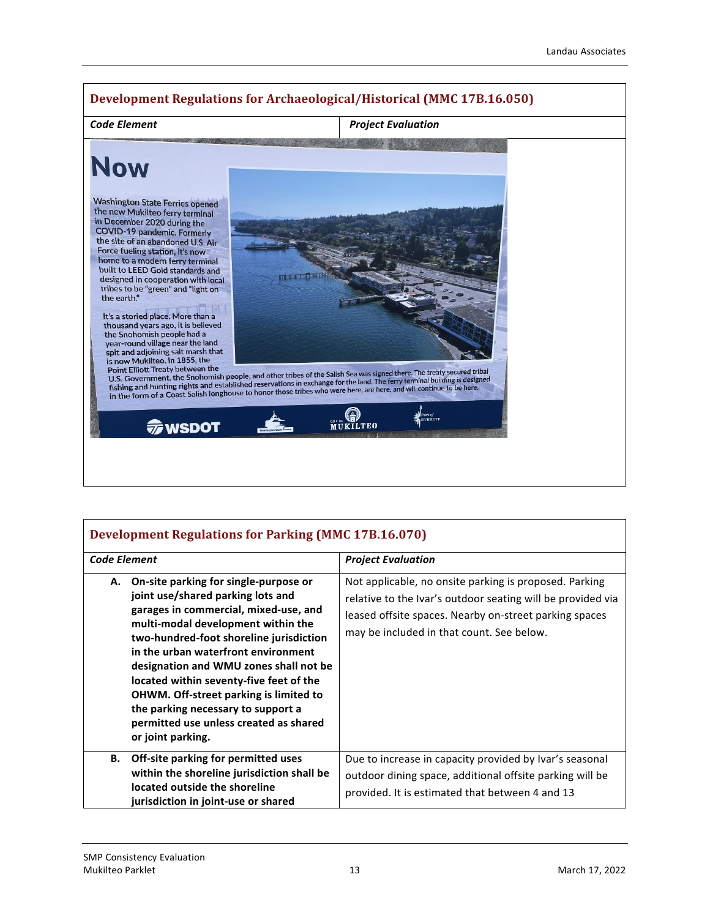| Development Regulations for Archaeological/Historical (MMC 17B.16.050) | |
|---|---|
| ***Code Element*** | ***Project Evaluation*** |
| **Now** Washington State Ferries opened the new Mukilteo ferry terminal in December 2020 during the COVID-19 pandemic. Formerly the site of an abandoned U.S. Air Force fueling station, it's now home to a modern ferry terminal built to LEED Gold standards and designed in cooperation with local tribes to be "green" and "light on the earth." It's a storied place. More than a thousand years ago, it is believed the Snohomish people had a year-round village near the land spit and adjoining salt marsh that is now Mukilteo. In 1855, the Point Elliott Treaty between the U.S. Government, the Snohomish people, and other tribes of the Salish Sea was signed there. The treaty secured tribal fishing and hunting rights and established reservations in exchange for the land. The ferry terminal building is designed in the form of a Coast Salish longhouse to honor those tribes who were here, are here, and will continue to be here. WSDOT · Washington State Ferries · City of Mukilteo · Port of Everett | |

| Development Regulations for Parking (MMC 17B.16.070) | |
|---|---|
| ***Code Element*** | ***Project Evaluation*** |
| **A. On-site parking for single-purpose or joint use/shared parking lots and garages in commercial, mixed-use, and multi-modal development within the two-hundred-foot shoreline jurisdiction in the urban waterfront environment designation and WMU zones shall not be located within seventy-five feet of the OHWM. Off-street parking is limited to the parking necessary to support a permitted use unless created as shared or joint parking.** | Not applicable, no onsite parking is proposed. Parking relative to the Ivar's outdoor seating will be provided via leased offsite spaces. Nearby on-street parking spaces may be included in that count. See below. |
| **B. Off-site parking for permitted uses within the shoreline jurisdiction shall be located outside the shoreline jurisdiction in joint-use or shared** | Due to increase in capacity provided by Ivar's seasonal outdoor dining space, additional offsite parking will be provided. It is estimated that between 4 and 13 |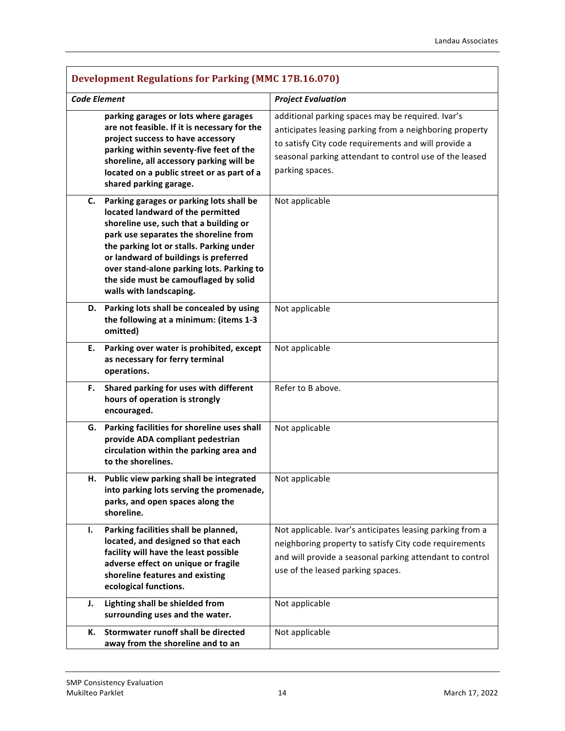| Development Regulations for Parking (MMC 17B.16.070) | |
|---|---|
| ***Code Element*** | ***Project Evaluation*** |
| **parking garages or lots where garages are not feasible. If it is necessary for the project success to have accessory parking within seventy-five feet of the shoreline, all accessory parking will be located on a public street or as part of a shared parking garage.** | additional parking spaces may be required. Ivar's anticipates leasing parking from a neighboring property to satisfy City code requirements and will provide a seasonal parking attendant to control use of the leased parking spaces. |
| **C. Parking garages or parking lots shall be located landward of the permitted shoreline use, such that a building or park use separates the shoreline from the parking lot or stalls. Parking under or landward of buildings is preferred over stand-alone parking lots. Parking to the side must be camouflaged by solid walls with landscaping.** | Not applicable |
| **D. Parking lots shall be concealed by using the following at a minimum: (items 1-3 omitted)** | Not applicable |
| **E. Parking over water is prohibited, except as necessary for ferry terminal operations.** | Not applicable |
| **F. Shared parking for uses with different hours of operation is strongly encouraged.** | Refer to B above. |
| **G. Parking facilities for shoreline uses shall provide ADA compliant pedestrian circulation within the parking area and to the shorelines.** | Not applicable |
| **H. Public view parking shall be integrated into parking lots serving the promenade, parks, and open spaces along the shoreline.** | Not applicable |
| **I. Parking facilities shall be planned, located, and designed so that each facility will have the least possible adverse effect on unique or fragile shoreline features and existing ecological functions.** | Not applicable. Ivar's anticipates leasing parking from a neighboring property to satisfy City code requirements and will provide a seasonal parking attendant to control use of the leased parking spaces. |
| **J. Lighting shall be shielded from surrounding uses and the water.** | Not applicable |
| **K. Stormwater runoff shall be directed away from the shoreline and to an** | Not applicable |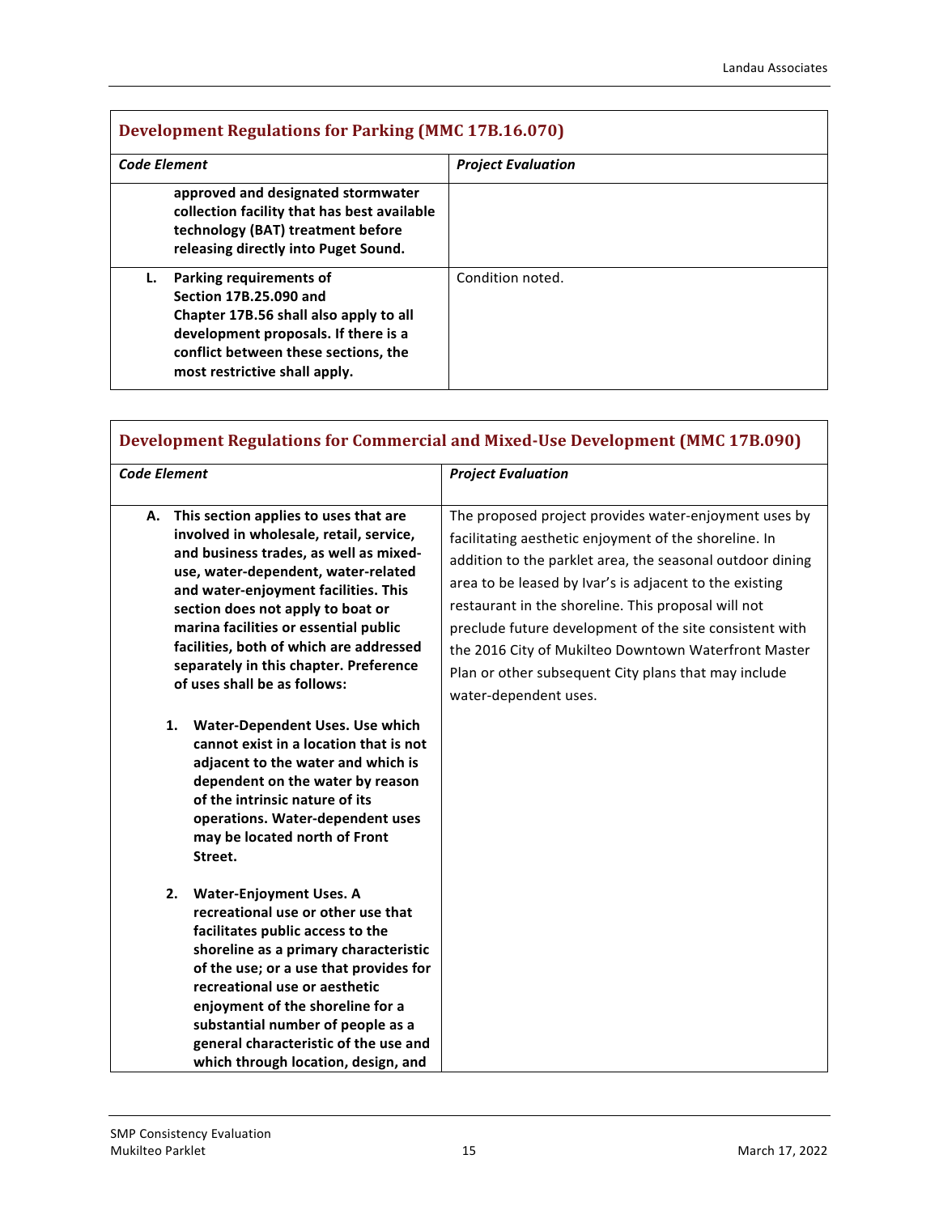| Development Regulations for Parking (MMC 17B.16.070) | |
|---|---|
| ***Code Element*** | ***Project Evaluation*** |
| **approved and designated stormwater collection facility that has best available technology (BAT) treatment before releasing directly into Puget Sound.** | |
| **L. Parking requirements of Section 17B.25.090 and Chapter 17B.56 shall also apply to all development proposals. If there is a conflict between these sections, the most restrictive shall apply.** | Condition noted. |

| Development Regulations for Commercial and Mixed-Use Development (MMC 17B.090) | |
|---|---|
| ***Code Element*** | ***Project Evaluation*** |
| **A. This section applies to uses that are involved in wholesale, retail, service, and business trades, as well as mixed-use, water-dependent, water-related and water-enjoyment facilities. This section does not apply to boat or marina facilities or essential public facilities, both of which are addressed separately in this chapter. Preference of uses shall be as follows:**<br><br>**1. Water-Dependent Uses. Use which cannot exist in a location that is not adjacent to the water and which is dependent on the water by reason of the intrinsic nature of its operations. Water-dependent uses may be located north of Front Street.**<br><br>**2. Water-Enjoyment Uses. A recreational use or other use that facilitates public access to the shoreline as a primary characteristic of the use; or a use that provides for recreational use or aesthetic enjoyment of the shoreline for a substantial number of people as a general characteristic of the use and which through location, design, and** | The proposed project provides water-enjoyment uses by facilitating aesthetic enjoyment of the shoreline. In addition to the parklet area, the seasonal outdoor dining area to be leased by Ivar's is adjacent to the existing restaurant in the shoreline. This proposal will not preclude future development of the site consistent with the 2016 City of Mukilteo Downtown Waterfront Master Plan or other subsequent City plans that may include water-dependent uses. |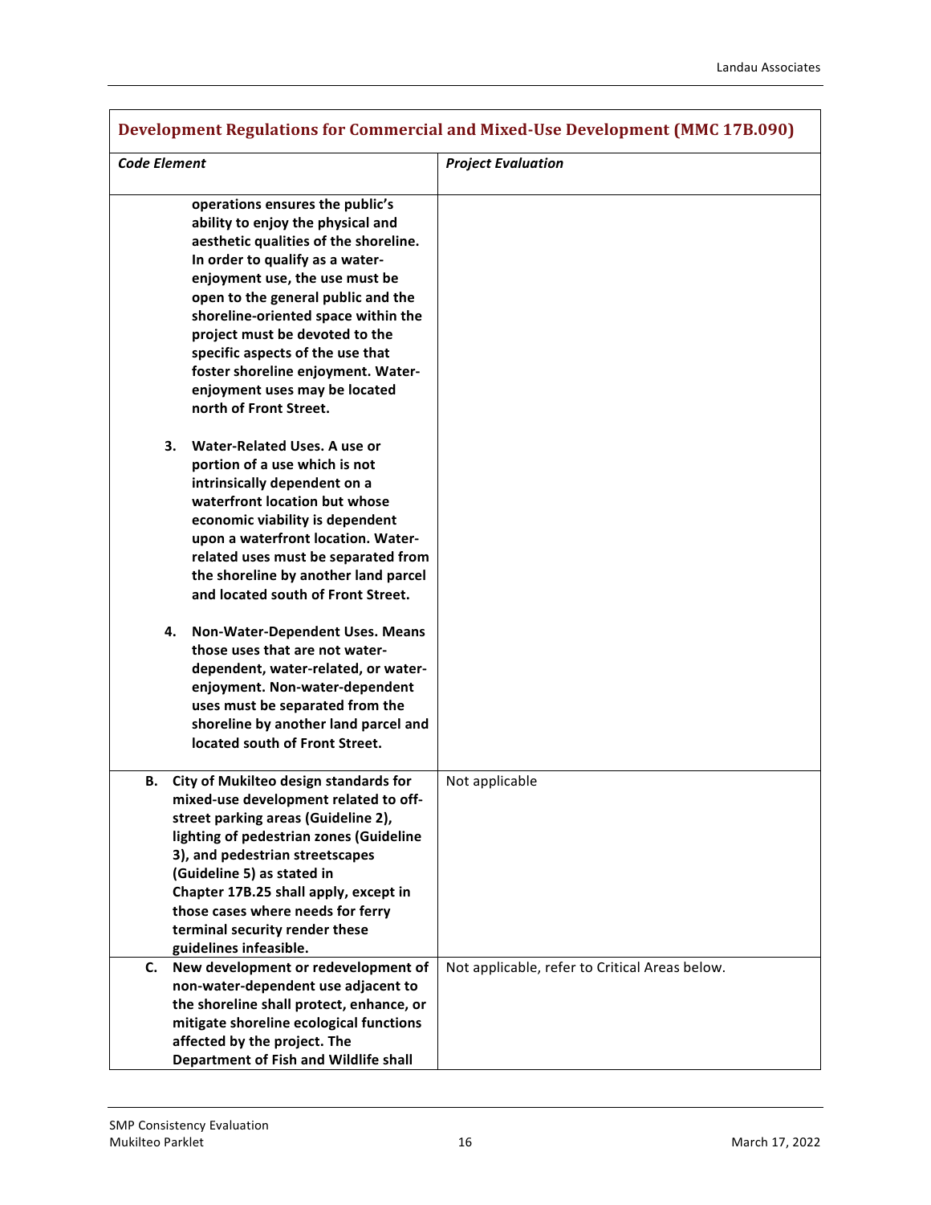| Development Regulations for Commercial and Mixed-Use Development (MMC 17B.090) | |
|---|---|
| ***Code Element*** | ***Project Evaluation*** |
| **operations ensures the public's ability to enjoy the physical and aesthetic qualities of the shoreline. In order to qualify as a water-enjoyment use, the use must be open to the general public and the shoreline-oriented space within the project must be devoted to the specific aspects of the use that foster shoreline enjoyment. Water-enjoyment uses may be located north of Front Street.**<br><br>**3. Water-Related Uses. A use or portion of a use which is not intrinsically dependent on a waterfront location but whose economic viability is dependent upon a waterfront location. Water-related uses must be separated from the shoreline by another land parcel and located south of Front Street.**<br><br>**4. Non-Water-Dependent Uses. Means those uses that are not water-dependent, water-related, or water-enjoyment. Non-water-dependent uses must be separated from the shoreline by another land parcel and located south of Front Street.** | |
| **B. City of Mukilteo design standards for mixed-use development related to off-street parking areas (Guideline 2), lighting of pedestrian zones (Guideline 3), and pedestrian streetscapes (Guideline 5) as stated in Chapter 17B.25 shall apply, except in those cases where needs for ferry terminal security render these guidelines infeasible.** | Not applicable |
| **C. New development or redevelopment of non-water-dependent use adjacent to the shoreline shall protect, enhance, or mitigate shoreline ecological functions affected by the project. The Department of Fish and Wildlife shall** | Not applicable, refer to Critical Areas below. |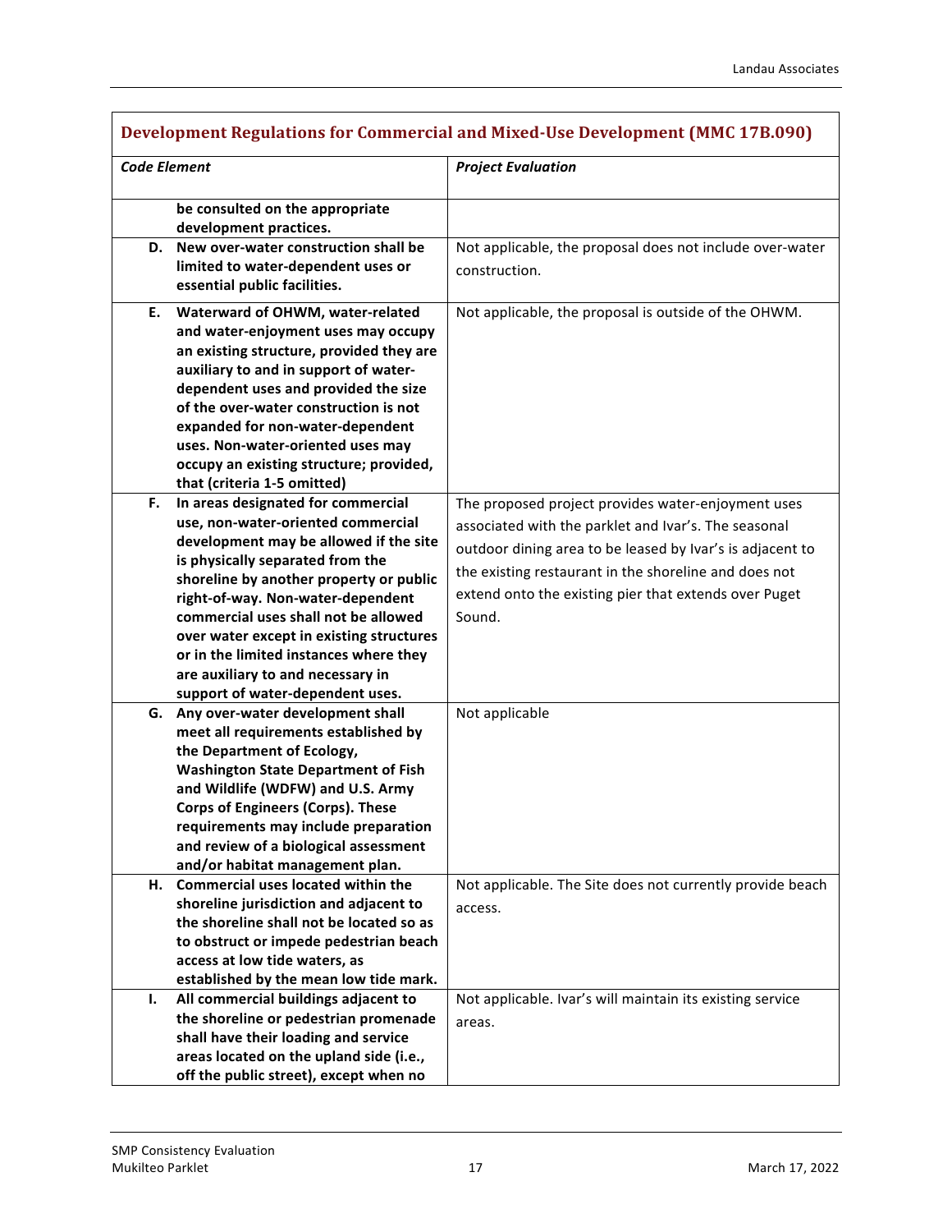## Development Regulations for Commercial and Mixed-Use Development (MMC 17B.090)

| *Code Element* | *Project Evaluation* |
|---|---|
| **be consulted on the appropriate development practices.** | |
| **D. New over-water construction shall be limited to water-dependent uses or essential public facilities.** | Not applicable, the proposal does not include over-water construction. |
| **E. Waterward of OHWM, water-related and water-enjoyment uses may occupy an existing structure, provided they are auxiliary to and in support of water-dependent uses and provided the size of the over-water construction is not expanded for non-water-dependent uses. Non-water-oriented uses may occupy an existing structure; provided, that (criteria 1-5 omitted)** | Not applicable, the proposal is outside of the OHWM. |
| **F. In areas designated for commercial use, non-water-oriented commercial development may be allowed if the site is physically separated from the shoreline by another property or public right-of-way. Non-water-dependent commercial uses shall not be allowed over water except in existing structures or in the limited instances where they are auxiliary to and necessary in support of water-dependent uses.** | The proposed project provides water-enjoyment uses associated with the parklet and Ivar's. The seasonal outdoor dining area to be leased by Ivar's is adjacent to the existing restaurant in the shoreline and does not extend onto the existing pier that extends over Puget Sound. |
| **G. Any over-water development shall meet all requirements established by the Department of Ecology, Washington State Department of Fish and Wildlife (WDFW) and U.S. Army Corps of Engineers (Corps). These requirements may include preparation and review of a biological assessment and/or habitat management plan.** | Not applicable |
| **H. Commercial uses located within the shoreline jurisdiction and adjacent to the shoreline shall not be located so as to obstruct or impede pedestrian beach access at low tide waters, as established by the mean low tide mark.** | Not applicable. The Site does not currently provide beach access. |
| **I. All commercial buildings adjacent to the shoreline or pedestrian promenade shall have their loading and service areas located on the upland side (i.e., off the public street), except when no** | Not applicable. Ivar's will maintain its existing service areas. |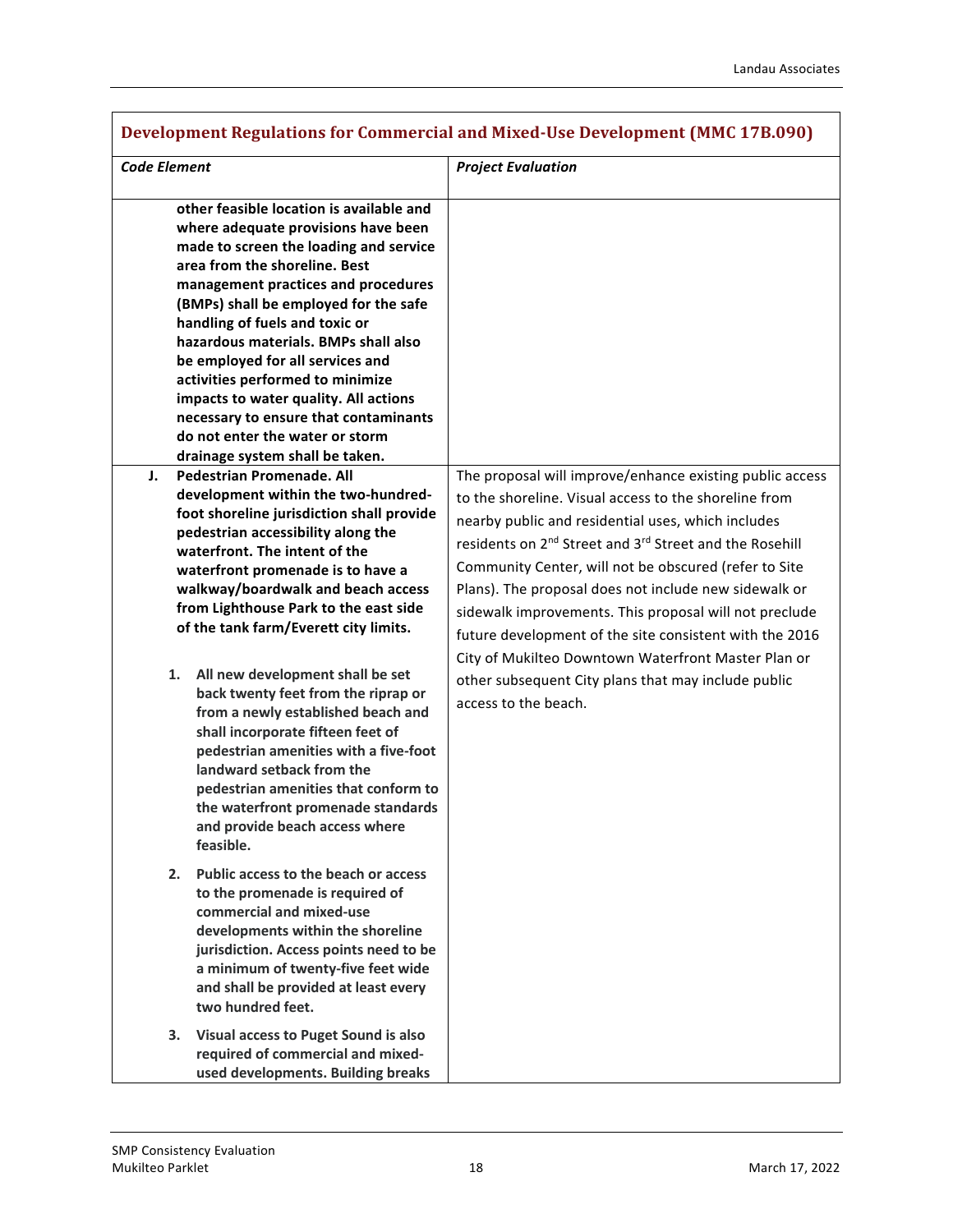| Development Regulations for Commercial and Mixed-Use Development (MMC 17B.090) | |
|---|---|
| ***Code Element*** | ***Project Evaluation*** |
| **other feasible location is available and where adequate provisions have been made to screen the loading and service area from the shoreline. Best management practices and procedures (BMPs) shall be employed for the safe handling of fuels and toxic or hazardous materials. BMPs shall also be employed for all services and activities performed to minimize impacts to water quality. All actions necessary to ensure that contaminants do not enter the water or storm drainage system shall be taken.** | |
| **J. Pedestrian Promenade. All development within the two-hundred-foot shoreline jurisdiction shall provide pedestrian accessibility along the waterfront. The intent of the waterfront promenade is to have a walkway/boardwalk and beach access from Lighthouse Park to the east side of the tank farm/Everett city limits.**<br><br>**1. All new development shall be set back twenty feet from the riprap or from a newly established beach and shall incorporate fifteen feet of pedestrian amenities with a five-foot landward setback from the pedestrian amenities that conform to the waterfront promenade standards and provide beach access where feasible.**<br><br>**2. Public access to the beach or access to the promenade is required of commercial and mixed-use developments within the shoreline jurisdiction. Access points need to be a minimum of twenty-five feet wide and shall be provided at least every two hundred feet.**<br><br>**3. Visual access to Puget Sound is also required of commercial and mixed-used developments. Building breaks** | The proposal will improve/enhance existing public access to the shoreline. Visual access to the shoreline from nearby public and residential uses, which includes residents on 2nd Street and 3rd Street and the Rosehill Community Center, will not be obscured (refer to Site Plans). The proposal does not include new sidewalk or sidewalk improvements. This proposal will not preclude future development of the site consistent with the 2016 City of Mukilteo Downtown Waterfront Master Plan or other subsequent City plans that may include public access to the beach. |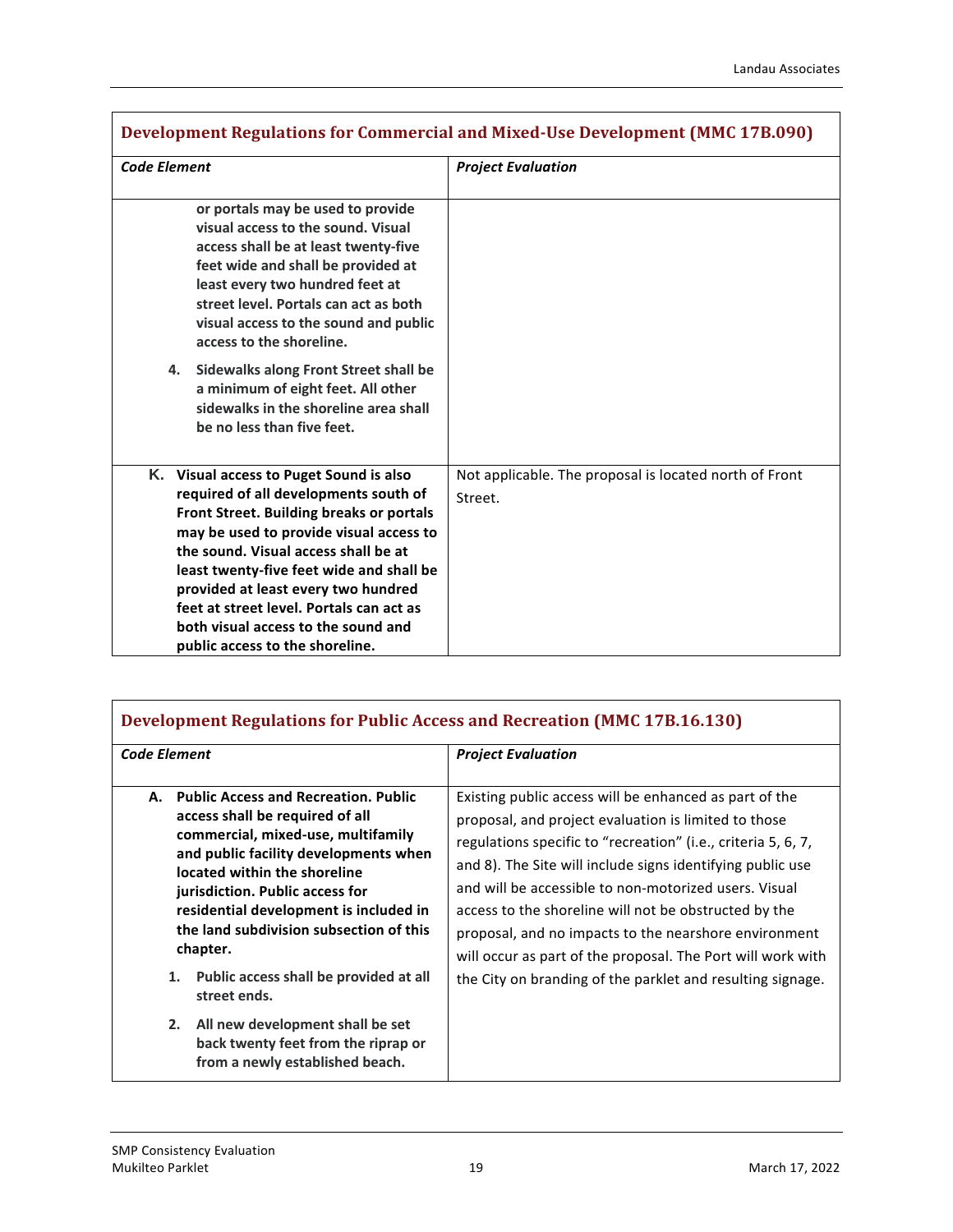| Development Regulations for Commercial and Mixed-Use Development (MMC 17B.090) | |
|---|---|
| ***Code Element*** | ***Project Evaluation*** |
| **or portals may be used to provide visual access to the sound. Visual access shall be at least twenty-five feet wide and shall be provided at least every two hundred feet at street level. Portals can act as both visual access to the sound and public access to the shoreline.**<br><br>**4. Sidewalks along Front Street shall be a minimum of eight feet. All other sidewalks in the shoreline area shall be no less than five feet.** | |
| **K. Visual access to Puget Sound is also required of all developments south of Front Street. Building breaks or portals may be used to provide visual access to the sound. Visual access shall be at least twenty-five feet wide and shall be provided at least every two hundred feet at street level. Portals can act as both visual access to the sound and public access to the shoreline.** | Not applicable. The proposal is located north of Front Street. |

| Development Regulations for Public Access and Recreation (MMC 17B.16.130) | |
|---|---|
| ***Code Element*** | ***Project Evaluation*** |
| **A. Public Access and Recreation. Public access shall be required of all commercial, mixed-use, multifamily and public facility developments when located within the shoreline jurisdiction. Public access for residential development is included in the land subdivision subsection of this chapter.**<br><br>**1. Public access shall be provided at all street ends.**<br><br>**2. All new development shall be set back twenty feet from the riprap or from a newly established beach.** | Existing public access will be enhanced as part of the proposal, and project evaluation is limited to those regulations specific to "recreation" (i.e., criteria 5, 6, 7, and 8). The Site will include signs identifying public use and will be accessible to non-motorized users. Visual access to the shoreline will not be obstructed by the proposal, and no impacts to the nearshore environment will occur as part of the proposal. The Port will work with the City on branding of the parklet and resulting signage. |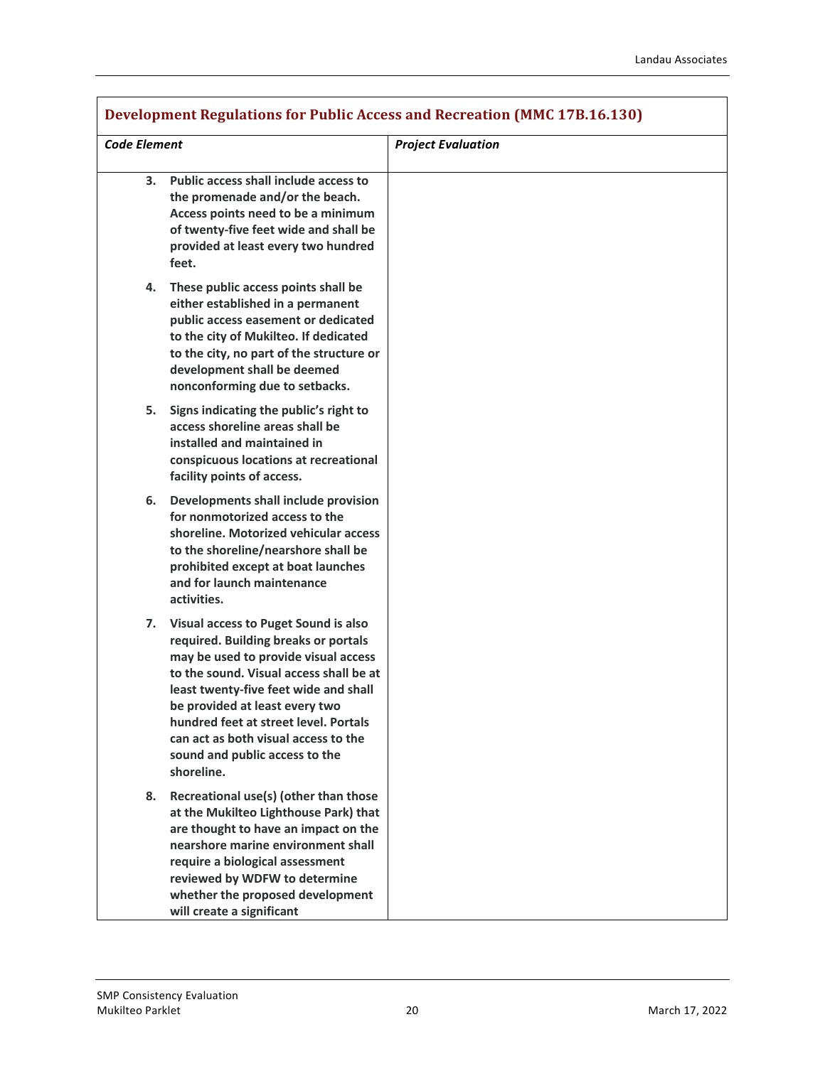| Development Regulations for Public Access and Recreation (MMC 17B.16.130) | |
|---|---|
| ***Code Element*** | ***Project Evaluation*** |
| **3. Public access shall include access to the promenade and/or the beach. Access points need to be a minimum of twenty-five feet wide and shall be provided at least every two hundred feet.** | |
| **4. These public access points shall be either established in a permanent public access easement or dedicated to the city of Mukilteo. If dedicated to the city, no part of the structure or development shall be deemed nonconforming due to setbacks.** | |
| **5. Signs indicating the public's right to access shoreline areas shall be installed and maintained in conspicuous locations at recreational facility points of access.** | |
| **6. Developments shall include provision for nonmotorized access to the shoreline. Motorized vehicular access to the shoreline/nearshore shall be prohibited except at boat launches and for launch maintenance activities.** | |
| **7. Visual access to Puget Sound is also required. Building breaks or portals may be used to provide visual access to the sound. Visual access shall be at least twenty-five feet wide and shall be provided at least every two hundred feet at street level. Portals can act as both visual access to the sound and public access to the shoreline.** | |
| **8. Recreational use(s) (other than those at the Mukilteo Lighthouse Park) that are thought to have an impact on the nearshore marine environment shall require a biological assessment reviewed by WDFW to determine whether the proposed development will create a significant** | |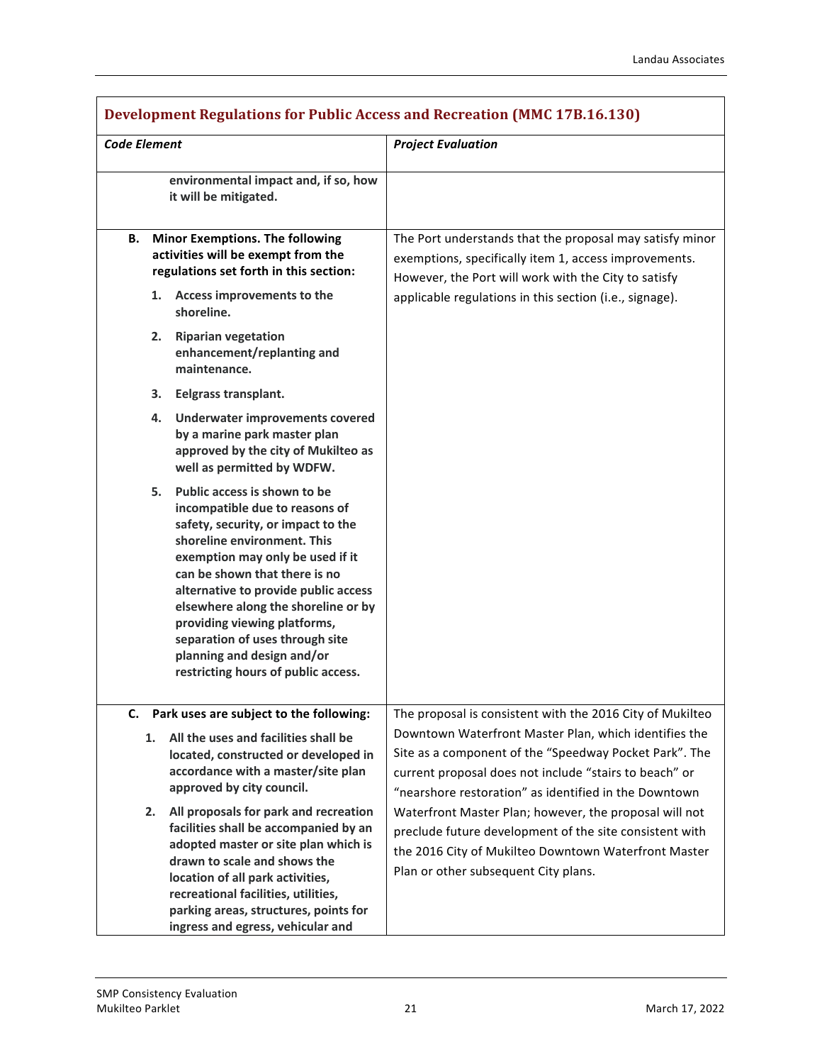| Development Regulations for Public Access and Recreation (MMC 17B.16.130) | |
|---|---|
| ***Code Element*** | ***Project Evaluation*** |
| **environmental impact and, if so, how it will be mitigated.** | |
| **B. Minor Exemptions. The following activities will be exempt from the regulations set forth in this section:**<br>**1. Access improvements to the shoreline.**<br>**2. Riparian vegetation enhancement/replanting and maintenance.**<br>**3. Eelgrass transplant.**<br>**4. Underwater improvements covered by a marine park master plan approved by the city of Mukilteo as well as permitted by WDFW.**<br>**5. Public access is shown to be incompatible due to reasons of safety, security, or impact to the shoreline environment. This exemption may only be used if it can be shown that there is no alternative to provide public access elsewhere along the shoreline or by providing viewing platforms, separation of uses through site planning and design and/or restricting hours of public access.** | The Port understands that the proposal may satisfy minor exemptions, specifically item 1, access improvements. However, the Port will work with the City to satisfy applicable regulations in this section (i.e., signage). |
| **C. Park uses are subject to the following:**<br>**1. All the uses and facilities shall be located, constructed or developed in accordance with a master/site plan approved by city council.**<br>**2. All proposals for park and recreation facilities shall be accompanied by an adopted master or site plan which is drawn to scale and shows the location of all park activities, recreational facilities, utilities, parking areas, structures, points for ingress and egress, vehicular and** | The proposal is consistent with the 2016 City of Mukilteo Downtown Waterfront Master Plan, which identifies the Site as a component of the "Speedway Pocket Park". The current proposal does not include "stairs to beach" or "nearshore restoration" as identified in the Downtown Waterfront Master Plan; however, the proposal will not preclude future development of the site consistent with the 2016 City of Mukilteo Downtown Waterfront Master Plan or other subsequent City plans. |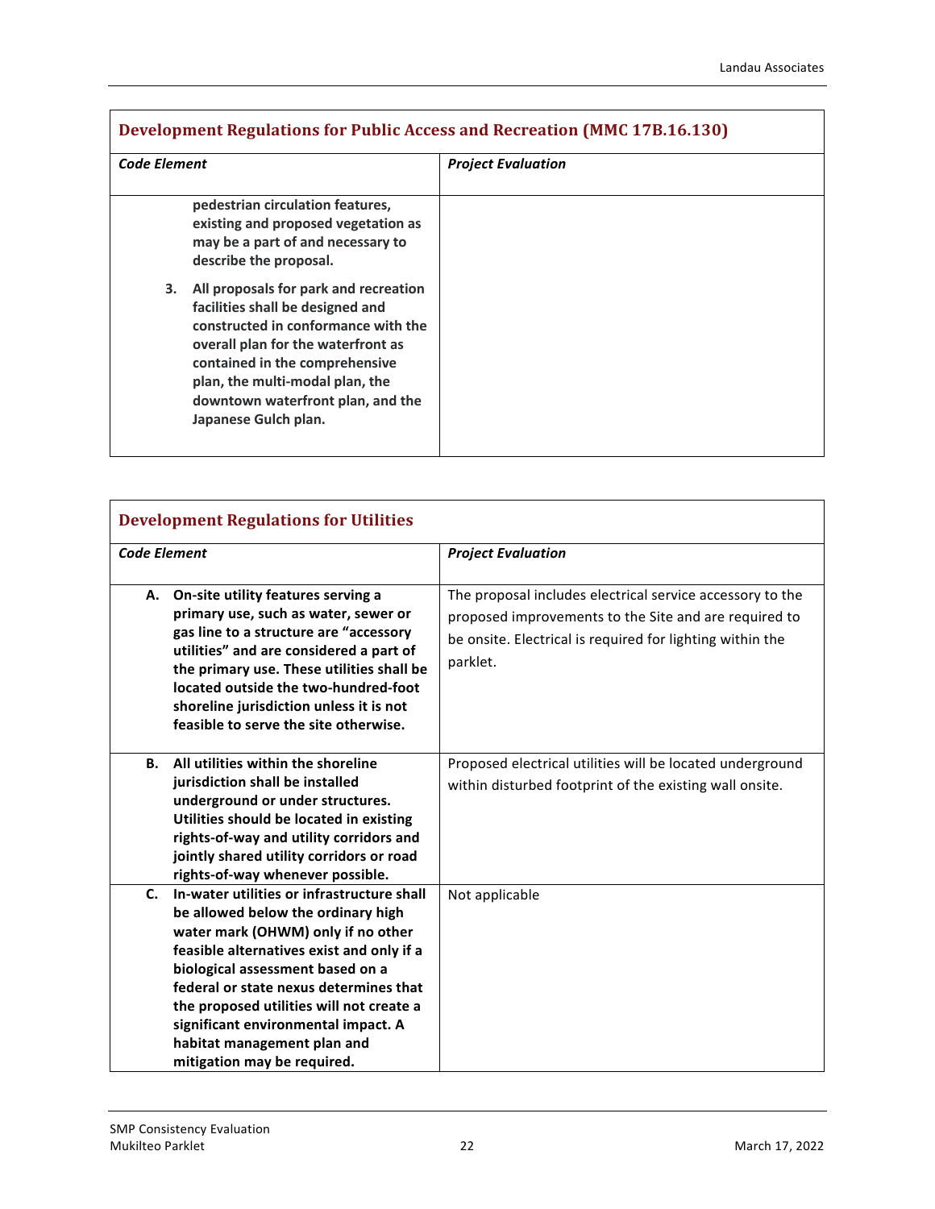| Development Regulations for Public Access and Recreation (MMC 17B.16.130) | |
|---|---|
| ***Code Element*** | ***Project Evaluation*** |
| **pedestrian circulation features, existing and proposed vegetation as may be a part of and necessary to describe the proposal.**<br><br>**3. All proposals for park and recreation facilities shall be designed and constructed in conformance with the overall plan for the waterfront as contained in the comprehensive plan, the multi-modal plan, the downtown waterfront plan, and the Japanese Gulch plan.** | |

| Development Regulations for Utilities | |
|---|---|
| ***Code Element*** | ***Project Evaluation*** |
| **A. On-site utility features serving a primary use, such as water, sewer or gas line to a structure are "accessory utilities" and are considered a part of the primary use. These utilities shall be located outside the two-hundred-foot shoreline jurisdiction unless it is not feasible to serve the site otherwise.** | The proposal includes electrical service accessory to the proposed improvements to the Site and are required to be onsite. Electrical is required for lighting within the parklet. |
| **B. All utilities within the shoreline jurisdiction shall be installed underground or under structures. Utilities should be located in existing rights-of-way and utility corridors and jointly shared utility corridors or road rights-of-way whenever possible.** | Proposed electrical utilities will be located underground within disturbed footprint of the existing wall onsite. |
| **C. In-water utilities or infrastructure shall be allowed below the ordinary high water mark (OHWM) only if no other feasible alternatives exist and only if a biological assessment based on a federal or state nexus determines that the proposed utilities will not create a significant environmental impact. A habitat management plan and mitigation may be required.** | Not applicable |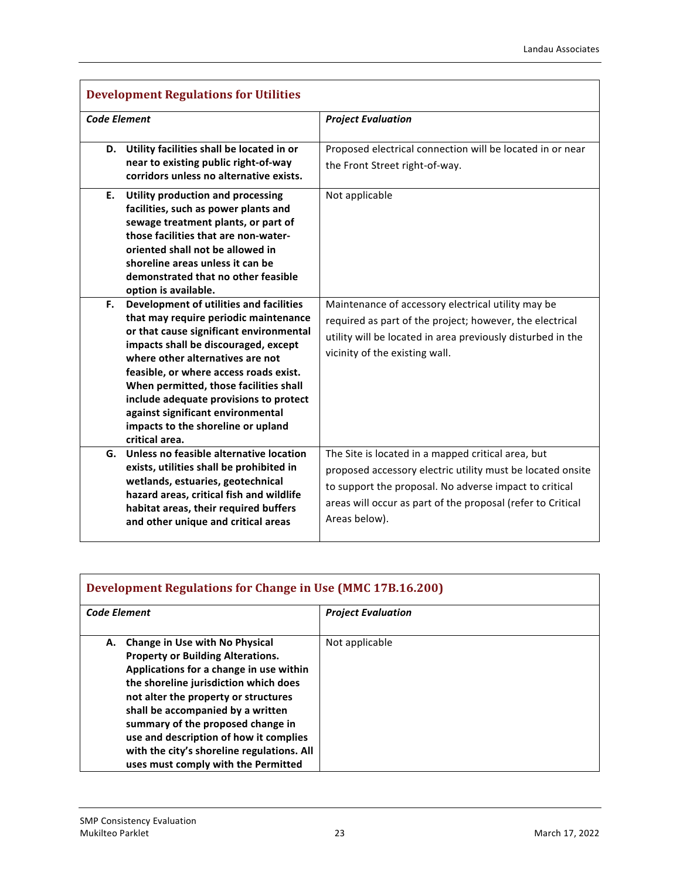### Development Regulations for Utilities

| *Code Element* | *Project Evaluation* |
|---|---|
| **D. Utility facilities shall be located in or near to existing public right-of-way corridors unless no alternative exists.** | Proposed electrical connection will be located in or near the Front Street right-of-way. |
| **E. Utility production and processing facilities, such as power plants and sewage treatment plants, or part of those facilities that are non-water-oriented shall not be allowed in shoreline areas unless it can be demonstrated that no other feasible option is available.** | Not applicable |
| **F. Development of utilities and facilities that may require periodic maintenance or that cause significant environmental impacts shall be discouraged, except where other alternatives are not feasible, or where access roads exist. When permitted, those facilities shall include adequate provisions to protect against significant environmental impacts to the shoreline or upland critical area.** | Maintenance of accessory electrical utility may be required as part of the project; however, the electrical utility will be located in area previously disturbed in the vicinity of the existing wall. |
| **G. Unless no feasible alternative location exists, utilities shall be prohibited in wetlands, estuaries, geotechnical hazard areas, critical fish and wildlife habitat areas, their required buffers and other unique and critical areas** | The Site is located in a mapped critical area, but proposed accessory electric utility must be located onsite to support the proposal. No adverse impact to critical areas will occur as part of the proposal (refer to Critical Areas below). |

### Development Regulations for Change in Use (MMC 17B.16.200)

| *Code Element* | *Project Evaluation* |
|---|---|
| **A. Change in Use with No Physical Property or Building Alterations. Applications for a change in use within the shoreline jurisdiction which does not alter the property or structures shall be accompanied by a written summary of the proposed change in use and description of how it complies with the city's shoreline regulations. All uses must comply with the Permitted** | Not applicable |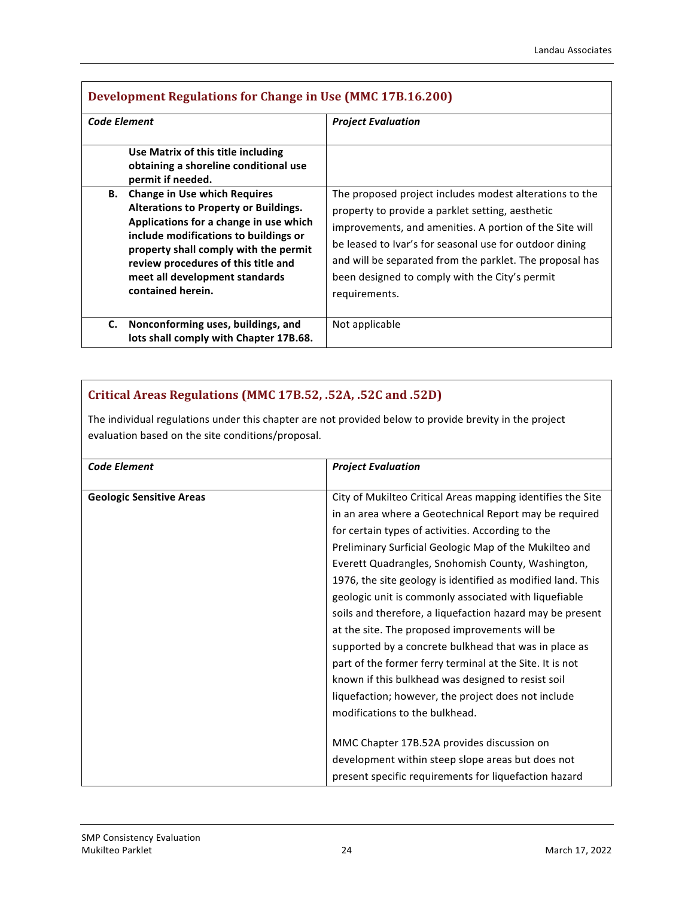### Development Regulations for Change in Use (MMC 17B.16.200)

| *Code Element* | *Project Evaluation* |
|---|---|
| **Use Matrix of this title including obtaining a shoreline conditional use permit if needed.** | |
| **B. Change in Use which Requires Alterations to Property or Buildings. Applications for a change in use which include modifications to buildings or property shall comply with the permit review procedures of this title and meet all development standards contained herein.** | The proposed project includes modest alterations to the property to provide a parklet setting, aesthetic improvements, and amenities. A portion of the Site will be leased to Ivar's for seasonal use for outdoor dining and will be separated from the parklet. The proposal has been designed to comply with the City's permit requirements. |
| **C. Nonconforming uses, buildings, and lots shall comply with Chapter 17B.68.** | Not applicable |

### Critical Areas Regulations (MMC 17B.52, .52A, .52C and .52D)

The individual regulations under this chapter are not provided below to provide brevity in the project evaluation based on the site conditions/proposal.

| *Code Element* | *Project Evaluation* |
|---|---|
| **Geologic Sensitive Areas** | City of Mukilteo Critical Areas mapping identifies the Site in an area where a Geotechnical Report may be required for certain types of activities. According to the Preliminary Surficial Geologic Map of the Mukilteo and Everett Quadrangles, Snohomish County, Washington, 1976, the site geology is identified as modified land. This geologic unit is commonly associated with liquefiable soils and therefore, a liquefaction hazard may be present at the site. The proposed improvements will be supported by a concrete bulkhead that was in place as part of the former ferry terminal at the Site. It is not known if this bulkhead was designed to resist soil liquefaction; however, the project does not include modifications to the bulkhead.<br><br>MMC Chapter 17B.52A provides discussion on development within steep slope areas but does not present specific requirements for liquefaction hazard |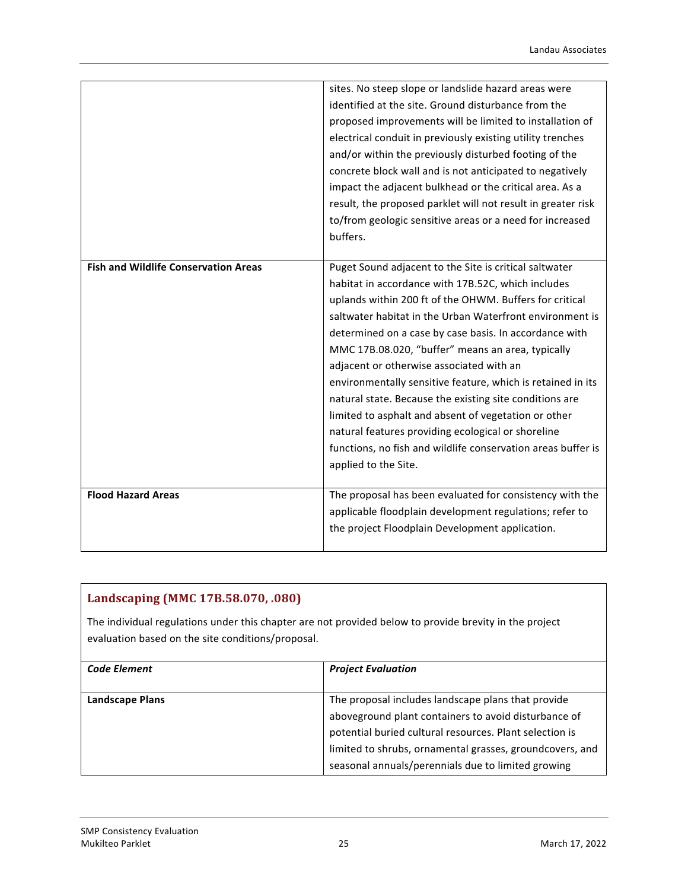|  |  |
| --- | --- |
|  | sites. No steep slope or landslide hazard areas were identified at the site. Ground disturbance from the proposed improvements will be limited to installation of electrical conduit in previously existing utility trenches and/or within the previously disturbed footing of the concrete block wall and is not anticipated to negatively impact the adjacent bulkhead or the critical area. As a result, the proposed parklet will not result in greater risk to/from geologic sensitive areas or a need for increased buffers. |
| **Fish and Wildlife Conservation Areas** | Puget Sound adjacent to the Site is critical saltwater habitat in accordance with 17B.52C, which includes uplands within 200 ft of the OHWM. Buffers for critical saltwater habitat in the Urban Waterfront environment is determined on a case by case basis. In accordance with MMC 17B.08.020, "buffer" means an area, typically adjacent or otherwise associated with an environmentally sensitive feature, which is retained in its natural state. Because the existing site conditions are limited to asphalt and absent of vegetation or other natural features providing ecological or shoreline functions, no fish and wildlife conservation areas buffer is applied to the Site. |
| **Flood Hazard Areas** | The proposal has been evaluated for consistency with the applicable floodplain development regulations; refer to the project Floodplain Development application. |

## Landscaping (MMC 17B.58.070, .080)

The individual regulations under this chapter are not provided below to provide brevity in the project evaluation based on the site conditions/proposal.

| ***Code Element*** | ***Project Evaluation*** |
| --- | --- |
| **Landscape Plans** | The proposal includes landscape plans that provide aboveground plant containers to avoid disturbance of potential buried cultural resources. Plant selection is limited to shrubs, ornamental grasses, groundcovers, and seasonal annuals/perennials due to limited growing |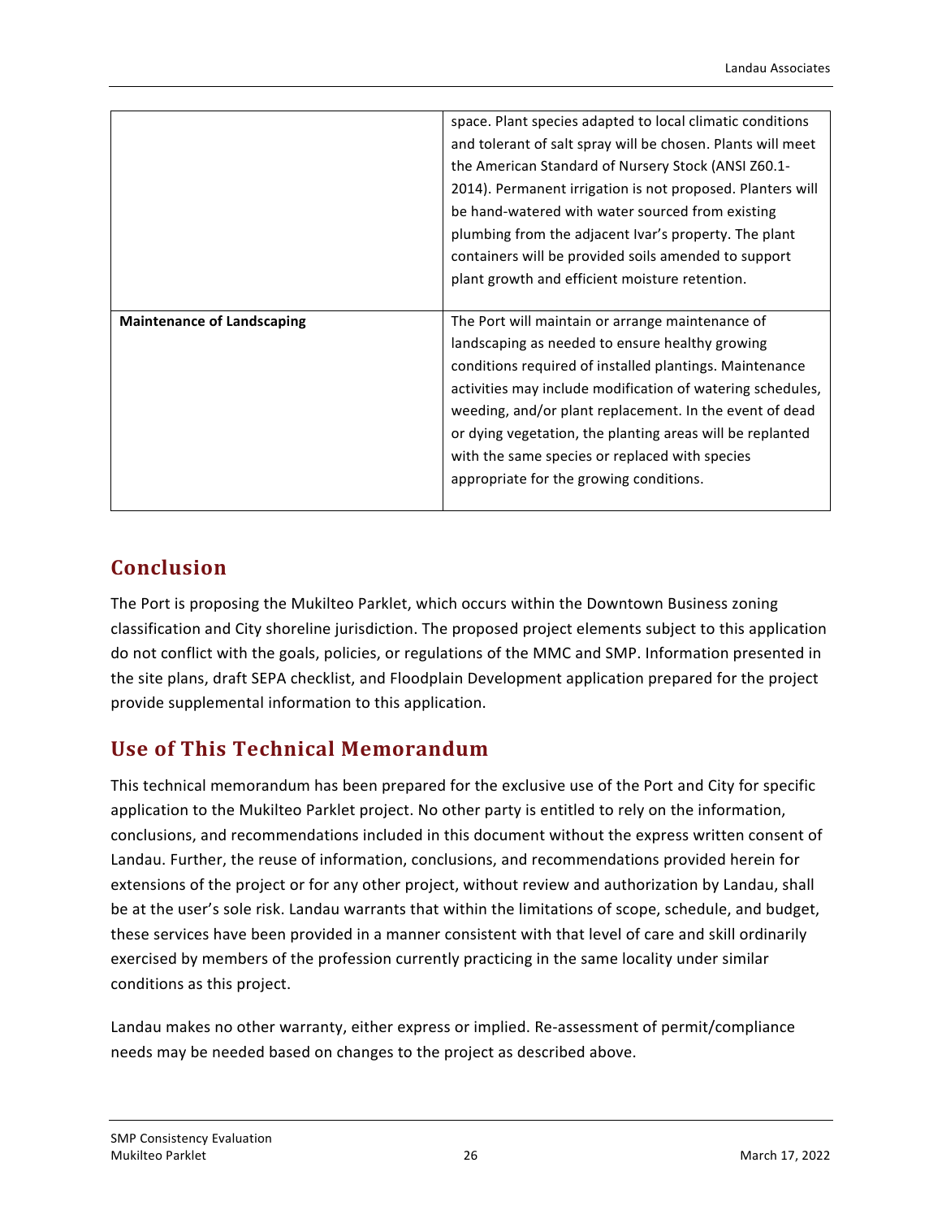|  |  |
|---|---|
|  | space. Plant species adapted to local climatic conditions and tolerant of salt spray will be chosen. Plants will meet the American Standard of Nursery Stock (ANSI Z60.1-2014). Permanent irrigation is not proposed. Planters will be hand-watered with water sourced from existing plumbing from the adjacent Ivar's property. The plant containers will be provided soils amended to support plant growth and efficient moisture retention. |
| **Maintenance of Landscaping** | The Port will maintain or arrange maintenance of landscaping as needed to ensure healthy growing conditions required of installed plantings. Maintenance activities may include modification of watering schedules, weeding, and/or plant replacement. In the event of dead or dying vegetation, the planting areas will be replanted with the same species or replaced with species appropriate for the growing conditions. |

## Conclusion

The Port is proposing the Mukilteo Parklet, which occurs within the Downtown Business zoning classification and City shoreline jurisdiction. The proposed project elements subject to this application do not conflict with the goals, policies, or regulations of the MMC and SMP. Information presented in the site plans, draft SEPA checklist, and Floodplain Development application prepared for the project provide supplemental information to this application.

## Use of This Technical Memorandum

This technical memorandum has been prepared for the exclusive use of the Port and City for specific application to the Mukilteo Parklet project. No other party is entitled to rely on the information, conclusions, and recommendations included in this document without the express written consent of Landau. Further, the reuse of information, conclusions, and recommendations provided herein for extensions of the project or for any other project, without review and authorization by Landau, shall be at the user's sole risk. Landau warrants that within the limitations of scope, schedule, and budget, these services have been provided in a manner consistent with that level of care and skill ordinarily exercised by members of the profession currently practicing in the same locality under similar conditions as this project.

Landau makes no other warranty, either express or implied. Re-assessment of permit/compliance needs may be needed based on changes to the project as described above.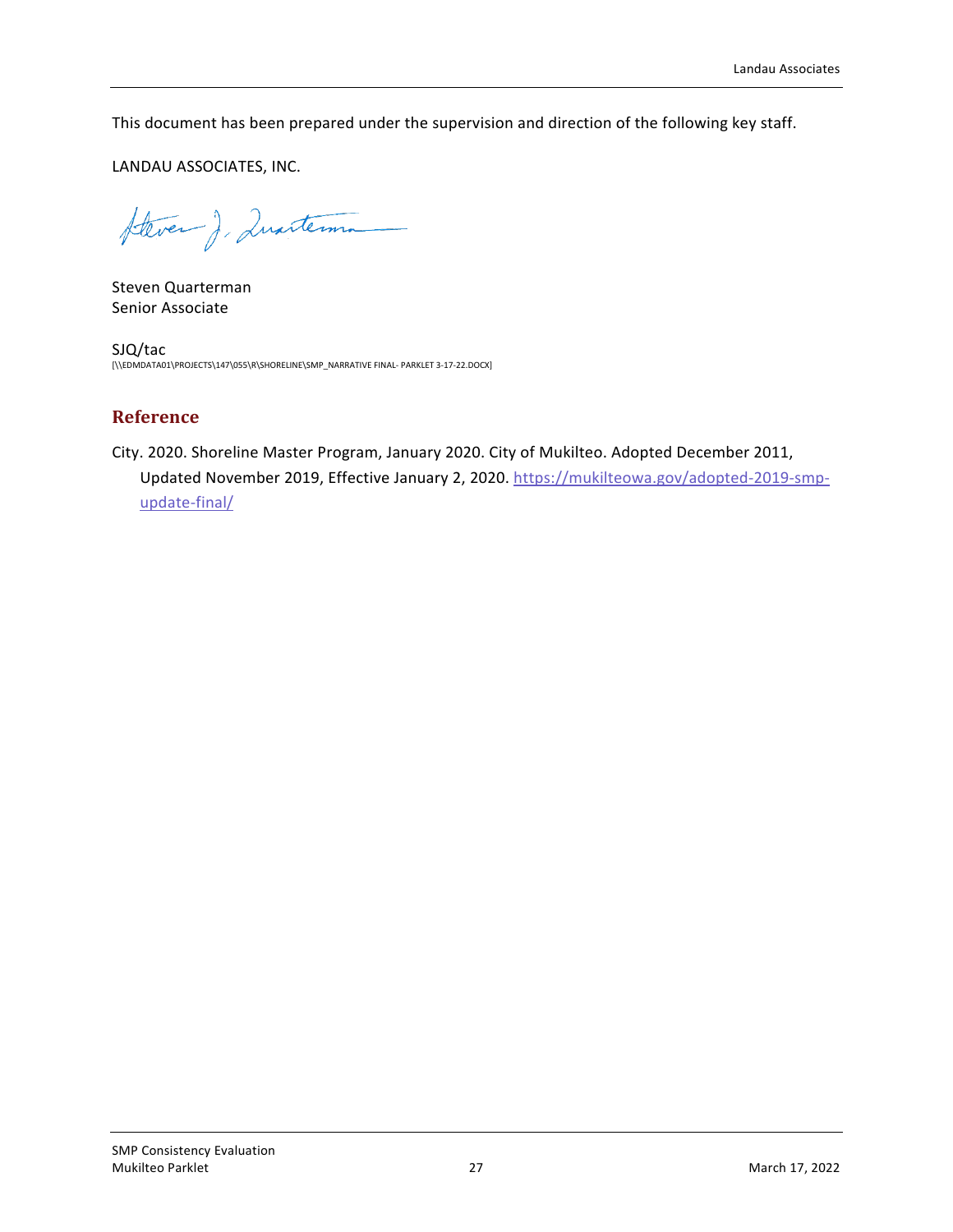This document has been prepared under the supervision and direction of the following key staff.

LANDAU ASSOCIATES, INC.

Steven Quarterman
Senior Associate

SJQ/tac
[\\EDMDATA01\PROJECTS\147\055\R\SHORELINE\SMP_NARRATIVE FINAL- PARKLET 3-17-22.DOCX]

## Reference

City. 2020. Shoreline Master Program, January 2020. City of Mukilteo. Adopted December 2011, Updated November 2019, Effective January 2, 2020. [https://mukilteowa.gov/adopted-2019-smp-update-final/](https://mukilteowa.gov/adopted-2019-smp-update-final/)